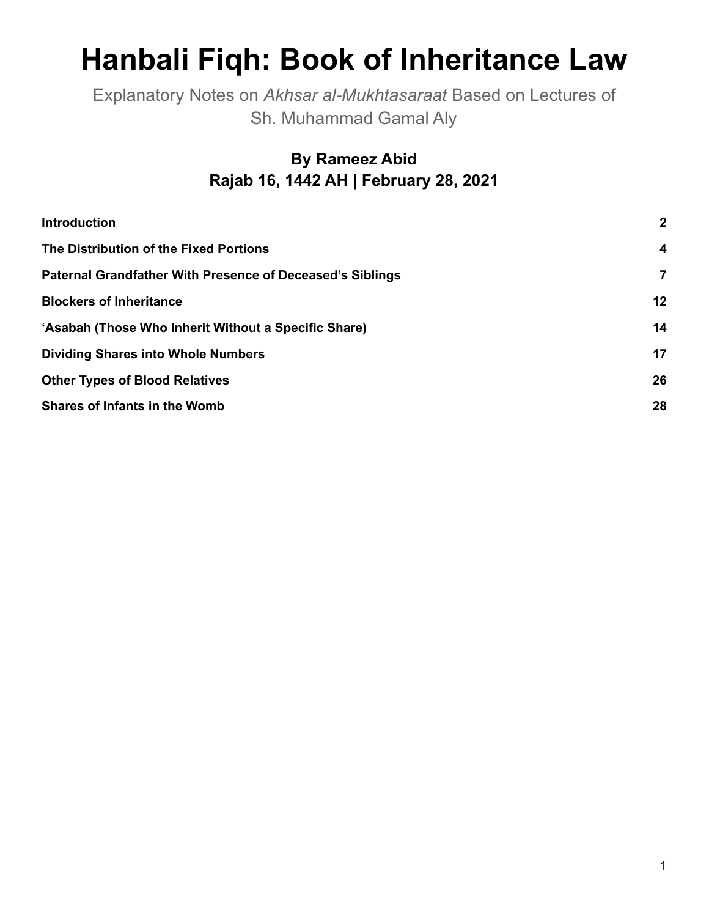# Hanbali Fiqh: Book of Inheritance Law

Explanatory Notes on *Akhsar al-Mukhtasaraat* Based on Lectures of Sh. Muhammad Gamal Aly

**By Rameez Abid**
**Rajab 16, 1442 AH | February 28, 2021**

| | |
|---|---|
| **Introduction** | **2** |
| **The Distribution of the Fixed Portions** | **4** |
| **Paternal Grandfather With Presence of Deceased's Siblings** | **7** |
| **Blockers of Inheritance** | **12** |
| **'Asabah (Those Who Inherit Without a Specific Share)** | **14** |
| **Dividing Shares into Whole Numbers** | **17** |
| **Other Types of Blood Relatives** | **26** |
| **Shares of Infants in the Womb** | **28** |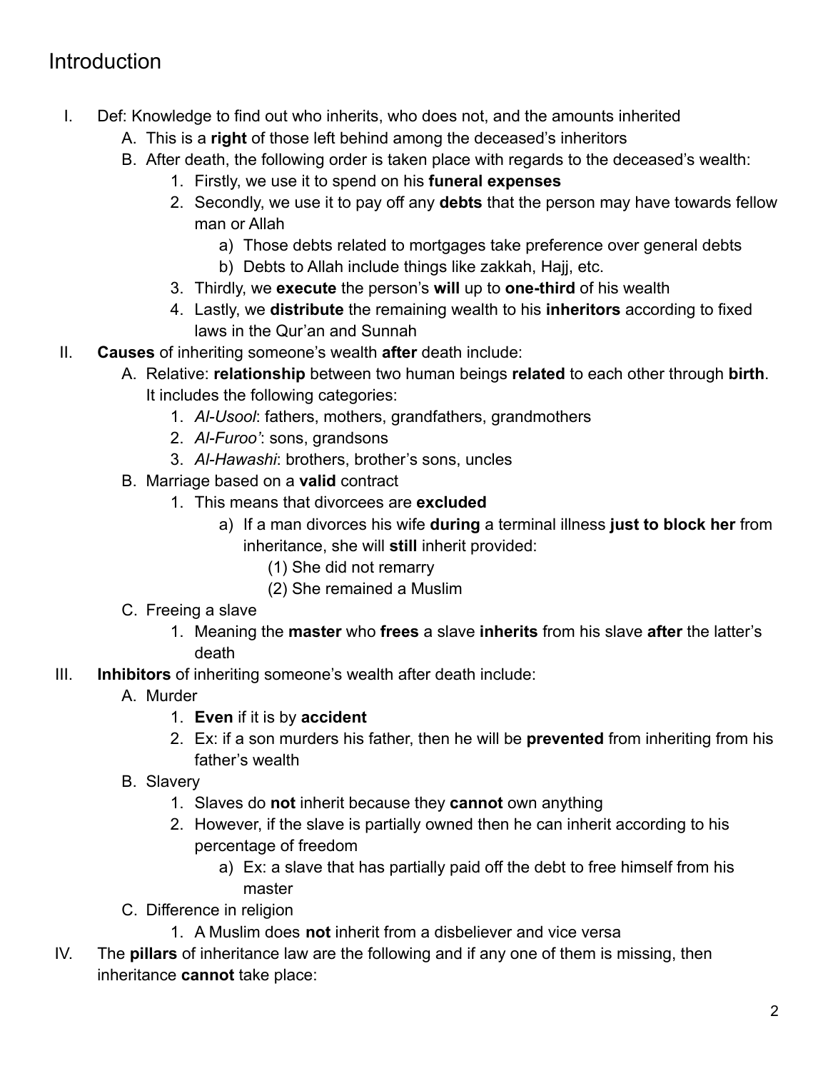# Introduction

I. Def: Knowledge to find out who inherits, who does not, and the amounts inherited
   A. This is a **right** of those left behind among the deceased's inheritors
   B. After death, the following order is taken place with regards to the deceased's wealth:
      1. Firstly, we use it to spend on his **funeral expenses**
      2. Secondly, we use it to pay off any **debts** that the person may have towards fellow man or Allah
         a) Those debts related to mortgages take preference over general debts
         b) Debts to Allah include things like zakkah, Hajj, etc.
      3. Thirdly, we **execute** the person's **will** up to **one-third** of his wealth
      4. Lastly, we **distribute** the remaining wealth to his **inheritors** according to fixed laws in the Qur'an and Sunnah

II. **Causes** of inheriting someone's wealth **after** death include:
   A. Relative: **relationship** between two human beings **related** to each other through **birth**. It includes the following categories:
      1. *Al-Usool*: fathers, mothers, grandfathers, grandmothers
      2. *Al-Furoo'*: sons, grandsons
      3. *Al-Hawashi*: brothers, brother's sons, uncles
   B. Marriage based on a **valid** contract
      1. This means that divorcees are **excluded**
         a) If a man divorces his wife **during** a terminal illness **just to block her** from inheritance, she will **still** inherit provided:
            (1) She did not remarry
            (2) She remained a Muslim
   C. Freeing a slave
      1. Meaning the **master** who **frees** a slave **inherits** from his slave **after** the latter's death

III. **Inhibitors** of inheriting someone's wealth after death include:
   A. Murder
      1. **Even** if it is by **accident**
      2. Ex: if a son murders his father, then he will be **prevented** from inheriting from his father's wealth
   B. Slavery
      1. Slaves do **not** inherit because they **cannot** own anything
      2. However, if the slave is partially owned then he can inherit according to his percentage of freedom
         a) Ex: a slave that has partially paid off the debt to free himself from his master
   C. Difference in religion
      1. A Muslim does **not** inherit from a disbeliever and vice versa

IV. The **pillars** of inheritance law are the following and if any one of them is missing, then inheritance **cannot** take place: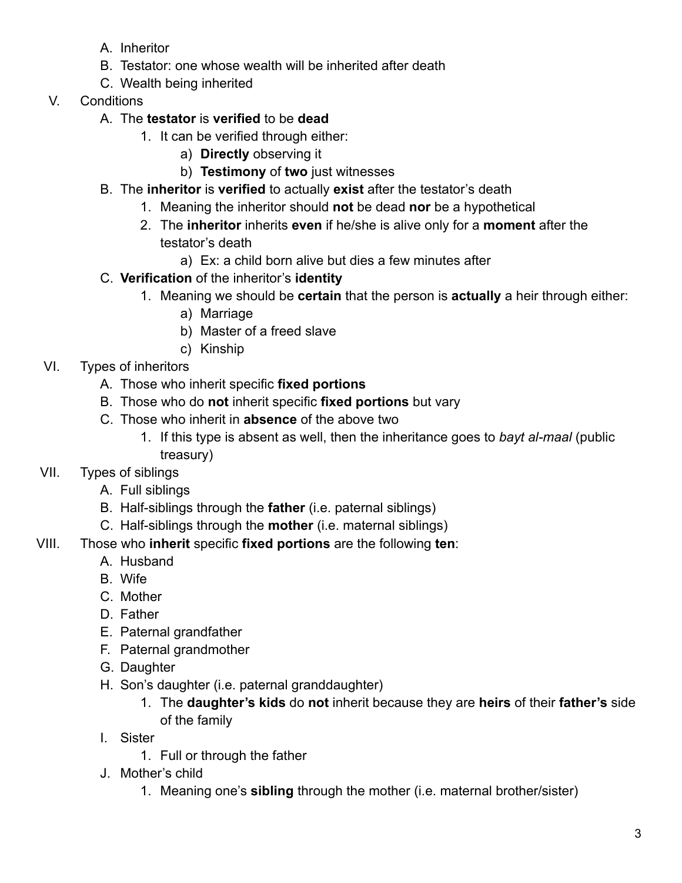A. Inheritor
B. Testator: one whose wealth will be inherited after death
C. Wealth being inherited

V. Conditions
   A. The **testator** is **verified** to be **dead**
      1. It can be verified through either:
         a) **Directly** observing it
         b) **Testimony** of **two** just witnesses
   B. The **inheritor** is **verified** to actually **exist** after the testator's death
      1. Meaning the inheritor should **not** be dead **nor** be a hypothetical
      2. The **inheritor** inherits **even** if he/she is alive only for a **moment** after the testator's death
         a) Ex: a child born alive but dies a few minutes after
   C. **Verification** of the inheritor's **identity**
      1. Meaning we should be **certain** that the person is **actually** a heir through either:
         a) Marriage
         b) Master of a freed slave
         c) Kinship

VI. Types of inheritors
   A. Those who inherit specific **fixed portions**
   B. Those who do **not** inherit specific **fixed portions** but vary
   C. Those who inherit in **absence** of the above two
      1. If this type is absent as well, then the inheritance goes to *bayt al-maal* (public treasury)

VII. Types of siblings
   A. Full siblings
   B. Half-siblings through the **father** (i.e. paternal siblings)
   C. Half-siblings through the **mother** (i.e. maternal siblings)

VIII. Those who **inherit** specific **fixed portions** are the following **ten**:
   A. Husband
   B. Wife
   C. Mother
   D. Father
   E. Paternal grandfather
   F. Paternal grandmother
   G. Daughter
   H. Son's daughter (i.e. paternal granddaughter)
      1. The **daughter's kids** do **not** inherit because they are **heirs** of their **father's** side of the family
   I. Sister
      1. Full or through the father
   J. Mother's child
      1. Meaning one's **sibling** through the mother (i.e. maternal brother/sister)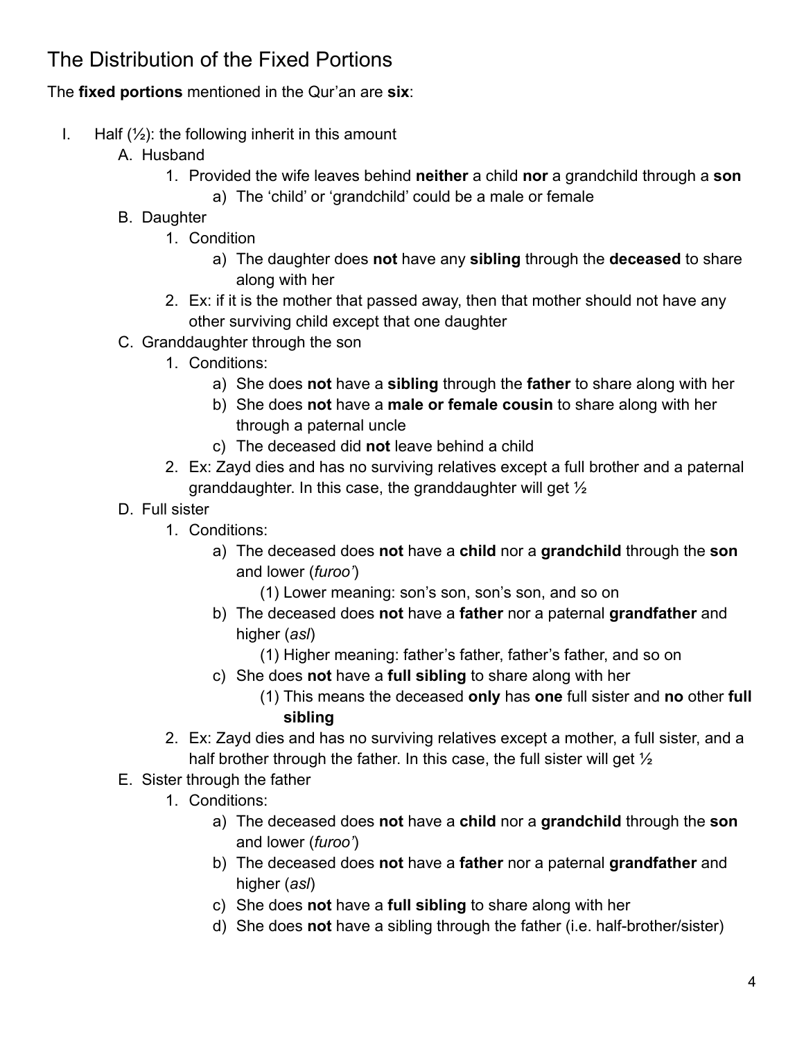# The Distribution of the Fixed Portions

The **fixed portions** mentioned in the Qur'an are **six**:

- I. Half (½): the following inherit in this amount
    - A. Husband
        - 1. Provided the wife leaves behind **neither** a child **nor** a grandchild through a **son**
            - a) The 'child' or 'grandchild' could be a male or female
    - B. Daughter
        - 1. Condition
            - a) The daughter does **not** have any **sibling** through the **deceased** to share along with her
        - 2. Ex: if it is the mother that passed away, then that mother should not have any other surviving child except that one daughter
    - C. Granddaughter through the son
        - 1. Conditions:
            - a) She does **not** have a **sibling** through the **father** to share along with her
            - b) She does **not** have a **male or female cousin** to share along with her through a paternal uncle
            - c) The deceased did **not** leave behind a child
        - 2. Ex: Zayd dies and has no surviving relatives except a full brother and a paternal granddaughter. In this case, the granddaughter will get ½
    - D. Full sister
        - 1. Conditions:
            - a) The deceased does **not** have a **child** nor a **grandchild** through the **son** and lower (*furoo'*)
                - (1) Lower meaning: son's son, son's son, and so on
            - b) The deceased does **not** have a **father** nor a paternal **grandfather** and higher (*asl*)
                - (1) Higher meaning: father's father, father's father, and so on
            - c) She does **not** have a **full sibling** to share along with her
                - (1) This means the deceased **only** has **one** full sister and **no** other **full sibling**
        - 2. Ex: Zayd dies and has no surviving relatives except a mother, a full sister, and a half brother through the father. In this case, the full sister will get ½
    - E. Sister through the father
        - 1. Conditions:
            - a) The deceased does **not** have a **child** nor a **grandchild** through the **son** and lower (*furoo'*)
            - b) The deceased does **not** have a **father** nor a paternal **grandfather** and higher (*asl*)
            - c) She does **not** have a **full sibling** to share along with her
            - d) She does **not** have a sibling through the father (i.e. half-brother/sister)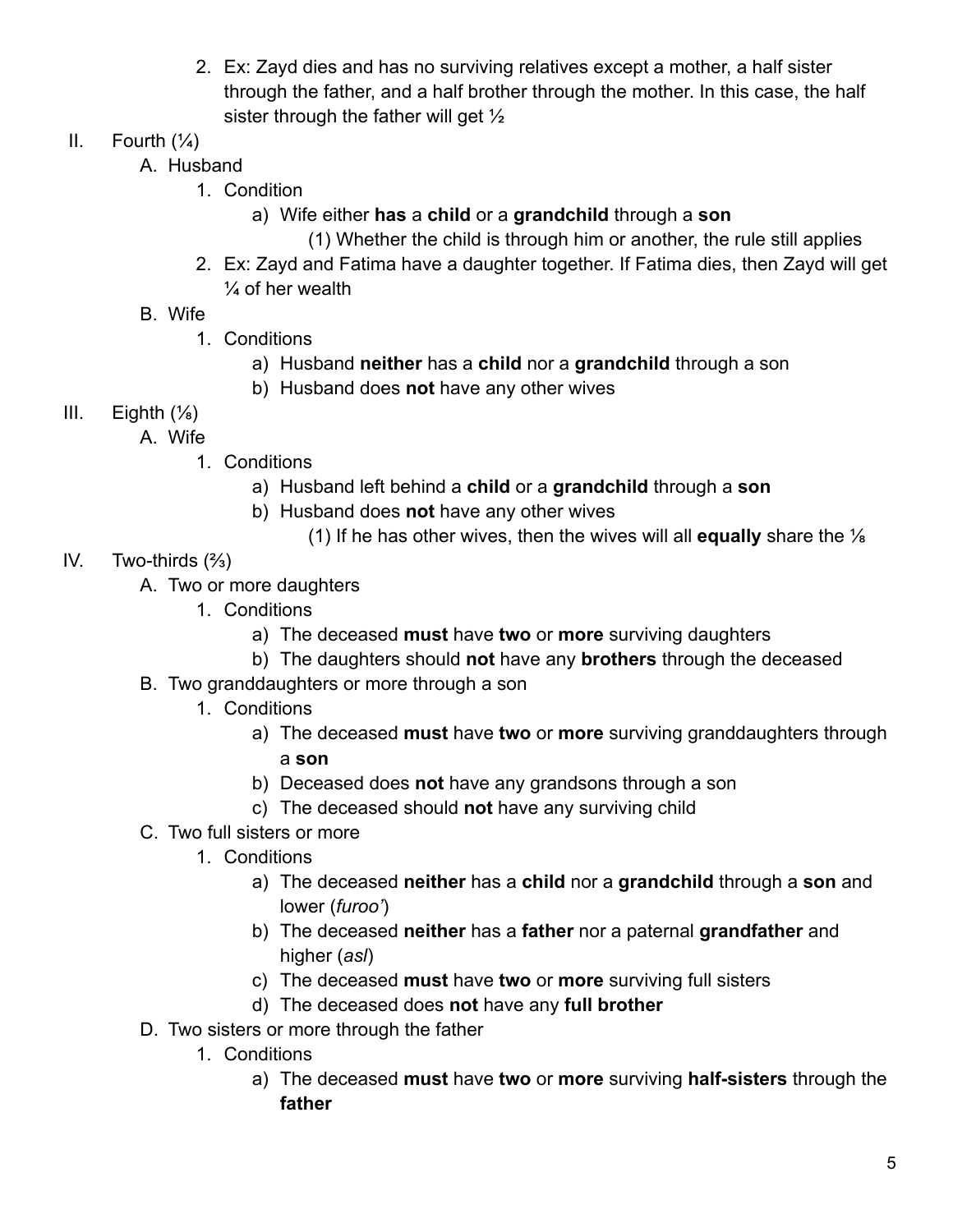2. Ex: Zayd dies and has no surviving relatives except a mother, a half sister through the father, and a half brother through the mother. In this case, the half sister through the father will get ½

II. Fourth (¼)
   A. Husband
      1. Condition
         a) Wife either **has** a **child** or a **grandchild** through a **son**
            (1) Whether the child is through him or another, the rule still applies
      2. Ex: Zayd and Fatima have a daughter together. If Fatima dies, then Zayd will get ¼ of her wealth
   B. Wife
      1. Conditions
         a) Husband **neither** has a **child** nor a **grandchild** through a son
         b) Husband does **not** have any other wives

III. Eighth (⅛)
   A. Wife
      1. Conditions
         a) Husband left behind a **child** or a **grandchild** through a **son**
         b) Husband does **not** have any other wives
            (1) If he has other wives, then the wives will all **equally** share the ⅛

IV. Two-thirds (⅔)
   A. Two or more daughters
      1. Conditions
         a) The deceased **must** have **two** or **more** surviving daughters
         b) The daughters should **not** have any **brothers** through the deceased
   B. Two granddaughters or more through a son
      1. Conditions
         a) The deceased **must** have **two** or **more** surviving granddaughters through a **son**
         b) Deceased does **not** have any grandsons through a son
         c) The deceased should **not** have any surviving child
   C. Two full sisters or more
      1. Conditions
         a) The deceased **neither** has a **child** nor a **grandchild** through a **son** and lower (*furoo'*)
         b) The deceased **neither** has a **father** nor a paternal **grandfather** and higher (*asl*)
         c) The deceased **must** have **two** or **more** surviving full sisters
         d) The deceased does **not** have any **full brother**
   D. Two sisters or more through the father
      1. Conditions
         a) The deceased **must** have **two** or **more** surviving **half-sisters** through the **father**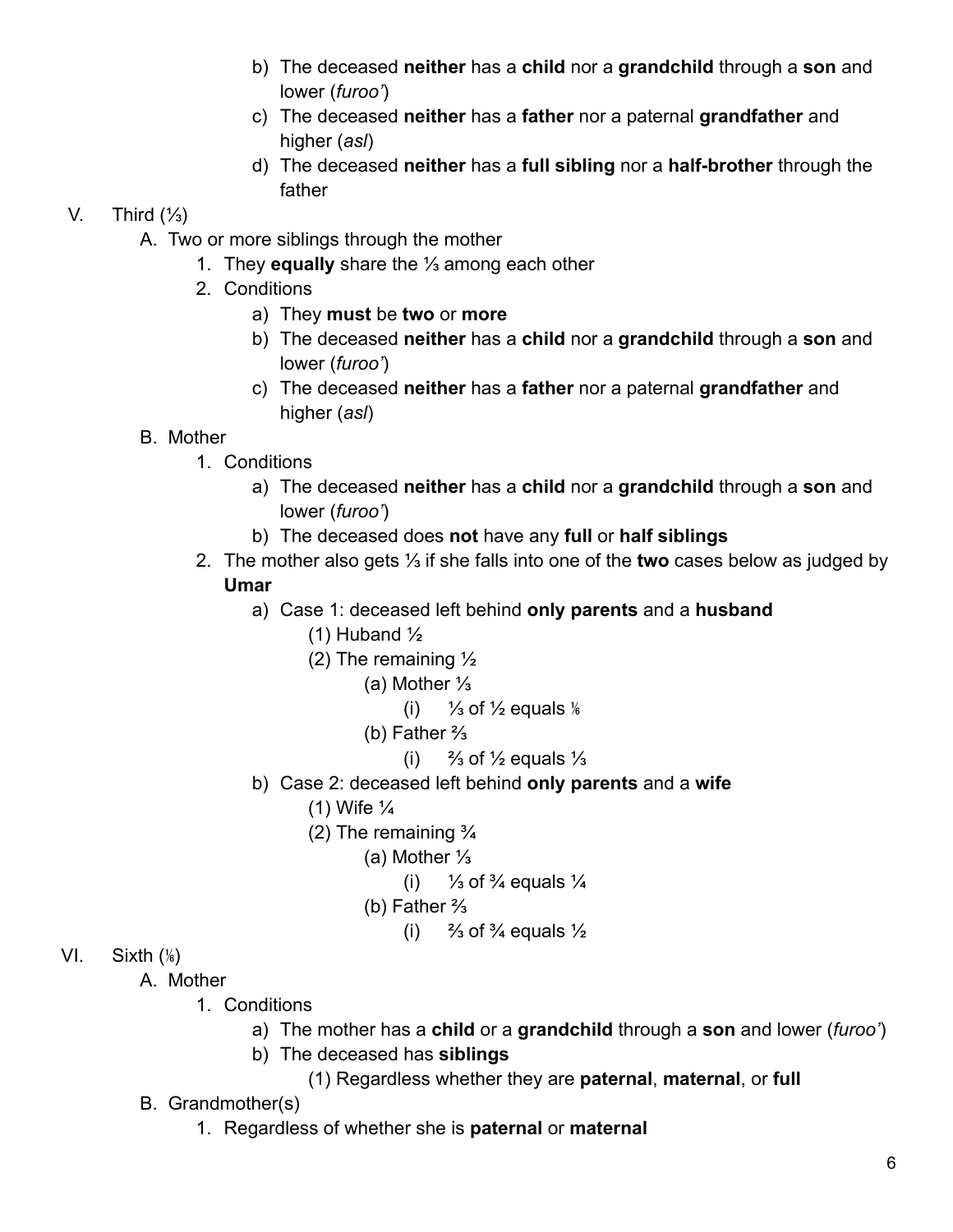- b) The deceased **neither** has a **child** nor a **grandchild** through a **son** and lower (*furoo'*)
- c) The deceased **neither** has a **father** nor a paternal **grandfather** and higher (*asl*)
- d) The deceased **neither** has a **full sibling** nor a **half-brother** through the father

V. Third (⅓)

- A. Two or more siblings through the mother
  1. They **equally** share the ⅓ among each other
  2. Conditions
     - a) They **must** be **two** or **more**
     - b) The deceased **neither** has a **child** nor a **grandchild** through a **son** and lower (*furoo'*)
     - c) The deceased **neither** has a **father** nor a paternal **grandfather** and higher (*asl*)
- B. Mother
  1. Conditions
     - a) The deceased **neither** has a **child** nor a **grandchild** through a **son** and lower (*furoo'*)
     - b) The deceased does **not** have any **full** or **half siblings**
  2. The mother also gets ⅓ if she falls into one of the **two** cases below as judged by **Umar**
     - a) Case 1: deceased left behind **only parents** and a **husband**
       - (1) Huband ½
       - (2) The remaining ½
         - (a) Mother ⅓
           - (i) ⅓ of ½ equals ⅙
         - (b) Father ⅔
           - (i) ⅔ of ½ equals ⅓
     - b) Case 2: deceased left behind **only parents** and a **wife**
       - (1) Wife ¼
       - (2) The remaining ¾
         - (a) Mother ⅓
           - (i) ⅓ of ¾ equals ¼
         - (b) Father ⅔
           - (i) ⅔ of ¾ equals ½

VI. Sixth (⅙)

- A. Mother
  1. Conditions
     - a) The mother has a **child** or a **grandchild** through a **son** and lower (*furoo'*)
     - b) The deceased has **siblings**
       - (1) Regardless whether they are **paternal**, **maternal**, or **full**
- B. Grandmother(s)
  1. Regardless of whether she is **paternal** or **maternal**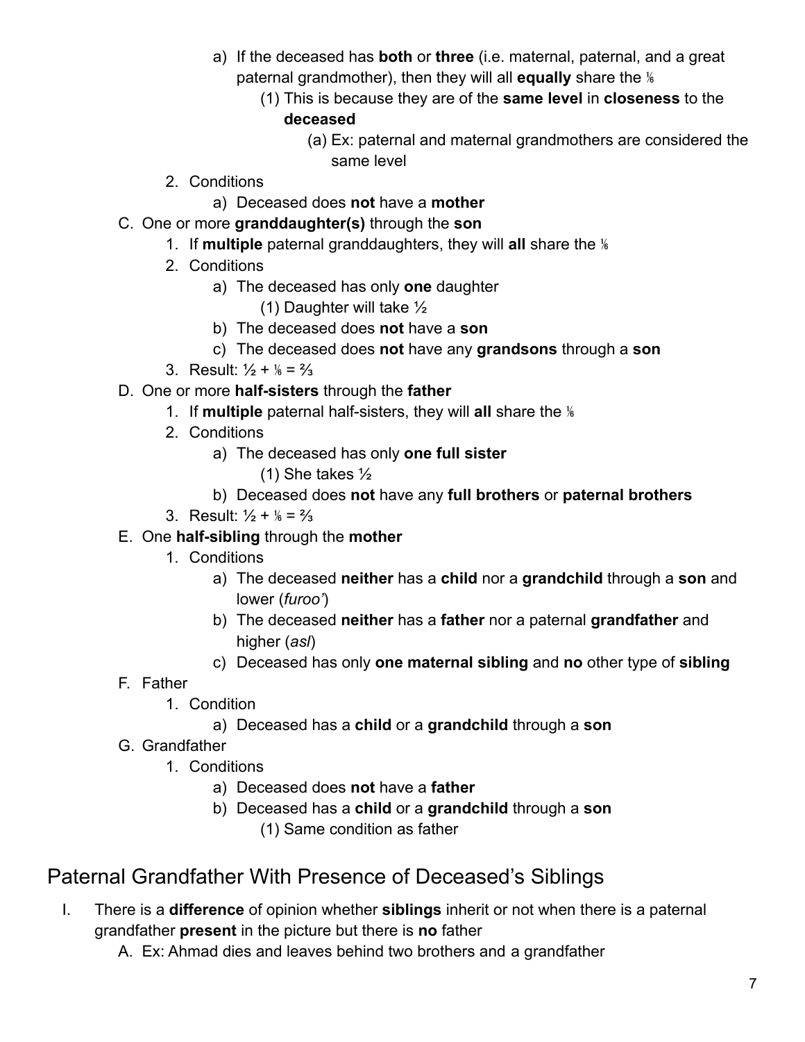- a) If the deceased has **both** or **three** (i.e. maternal, paternal, and a great paternal grandmother), then they will all **equally** share the ⅙
  - (1) This is because they are of the **same level** in **closeness** to the **deceased**
    - (a) Ex: paternal and maternal grandmothers are considered the same level

2. Conditions
   - a) Deceased does **not** have a **mother**

C. One or more **granddaughter(s)** through the **son**

1. If **multiple** paternal granddaughters, they will **all** share the ⅙
2. Conditions
   - a) The deceased has only **one** daughter
     - (1) Daughter will take ½
   - b) The deceased does **not** have a **son**
   - c) The deceased does **not** have any **grandsons** through a **son**
3. Result: ½ + ⅙ = ⅔

D. One or more **half-sisters** through the **father**

1. If **multiple** paternal half-sisters, they will **all** share the ⅙
2. Conditions
   - a) The deceased has only **one full sister**
     - (1) She takes ½
   - b) Deceased does **not** have any **full brothers** or **paternal brothers**
3. Result: ½ + ⅙ = ⅔

E. One **half-sibling** through the **mother**

1. Conditions
   - a) The deceased **neither** has a **child** nor a **grandchild** through a **son** and lower (*furoo'*)
   - b) The deceased **neither** has a **father** nor a paternal **grandfather** and higher (*asl*)
   - c) Deceased has only **one maternal sibling** and **no** other type of **sibling**

F. Father

1. Condition
   - a) Deceased has a **child** or a **grandchild** through a **son**

G. Grandfather

1. Conditions
   - a) Deceased does **not** have a **father**
   - b) Deceased has a **child** or a **grandchild** through a **son**
     - (1) Same condition as father

## Paternal Grandfather With Presence of Deceased's Siblings

I. There is a **difference** of opinion whether **siblings** inherit or not when there is a paternal grandfather **present** in the picture but there is **no** father

A. Ex: Ahmad dies and leaves behind two brothers and a grandfather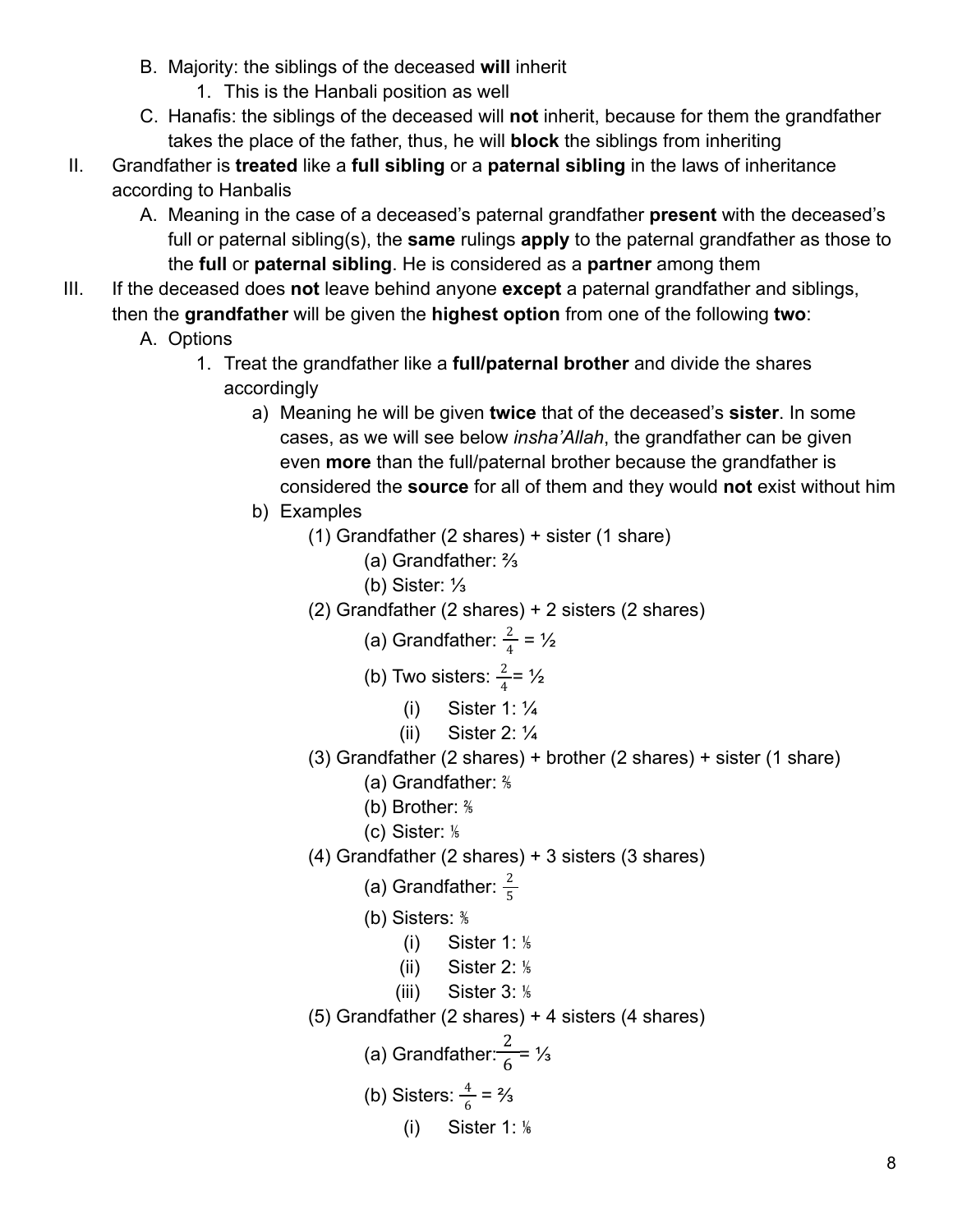- B. Majority: the siblings of the deceased **will** inherit
    1. This is the Hanbali position as well
- C. Hanafis: the siblings of the deceased will **not** inherit, because for them the grandfather takes the place of the father, thus, he will **block** the siblings from inheriting

II. Grandfather is **treated** like a **full sibling** or a **paternal sibling** in the laws of inheritance according to Hanbalis
- A. Meaning in the case of a deceased's paternal grandfather **present** with the deceased's full or paternal sibling(s), the **same** rulings **apply** to the paternal grandfather as those to the **full** or **paternal sibling**. He is considered as a **partner** among them

III. If the deceased does **not** leave behind anyone **except** a paternal grandfather and siblings, then the **grandfather** will be given the **highest option** from one of the following **two**:
- A. Options
    1. Treat the grandfather like a **full/paternal brother** and divide the shares accordingly
        - a) Meaning he will be given **twice** that of the deceased's **sister**. In some cases, as we will see below *insha'Allah*, the grandfather can be given even **more** than the full/paternal brother because the grandfather is considered the **source** for all of them and they would **not** exist without him
        - b) Examples
            - (1) Grandfather (2 shares) + sister (1 share)
                - (a) Grandfather: $\frac{2}{3}$
                - (b) Sister: $\frac{1}{3}$
            - (2) Grandfather (2 shares) + 2 sisters (2 shares)
                - (a) Grandfather: $\frac{2}{4}$ = $\frac{1}{2}$
                - (b) Two sisters: $\frac{2}{4}$ = $\frac{1}{2}$
                    - (i) Sister 1: $\frac{1}{4}$
                    - (ii) Sister 2: $\frac{1}{4}$
            - (3) Grandfather (2 shares) + brother (2 shares) + sister (1 share)
                - (a) Grandfather: $\frac{2}{5}$
                - (b) Brother: $\frac{2}{5}$
                - (c) Sister: $\frac{1}{5}$
            - (4) Grandfather (2 shares) + 3 sisters (3 shares)
                - (a) Grandfather: $\frac{2}{5}$
                - (b) Sisters: $\frac{3}{5}$
                    - (i) Sister 1: $\frac{1}{5}$
                    - (ii) Sister 2: $\frac{1}{5}$
                    - (iii) Sister 3: $\frac{1}{5}$
            - (5) Grandfather (2 shares) + 4 sisters (4 shares)
                - (a) Grandfather: $\frac{2}{6}$ = $\frac{1}{3}$
                - (b) Sisters: $\frac{4}{6}$ = $\frac{2}{3}$
                    - (i) Sister 1: $\frac{1}{6}$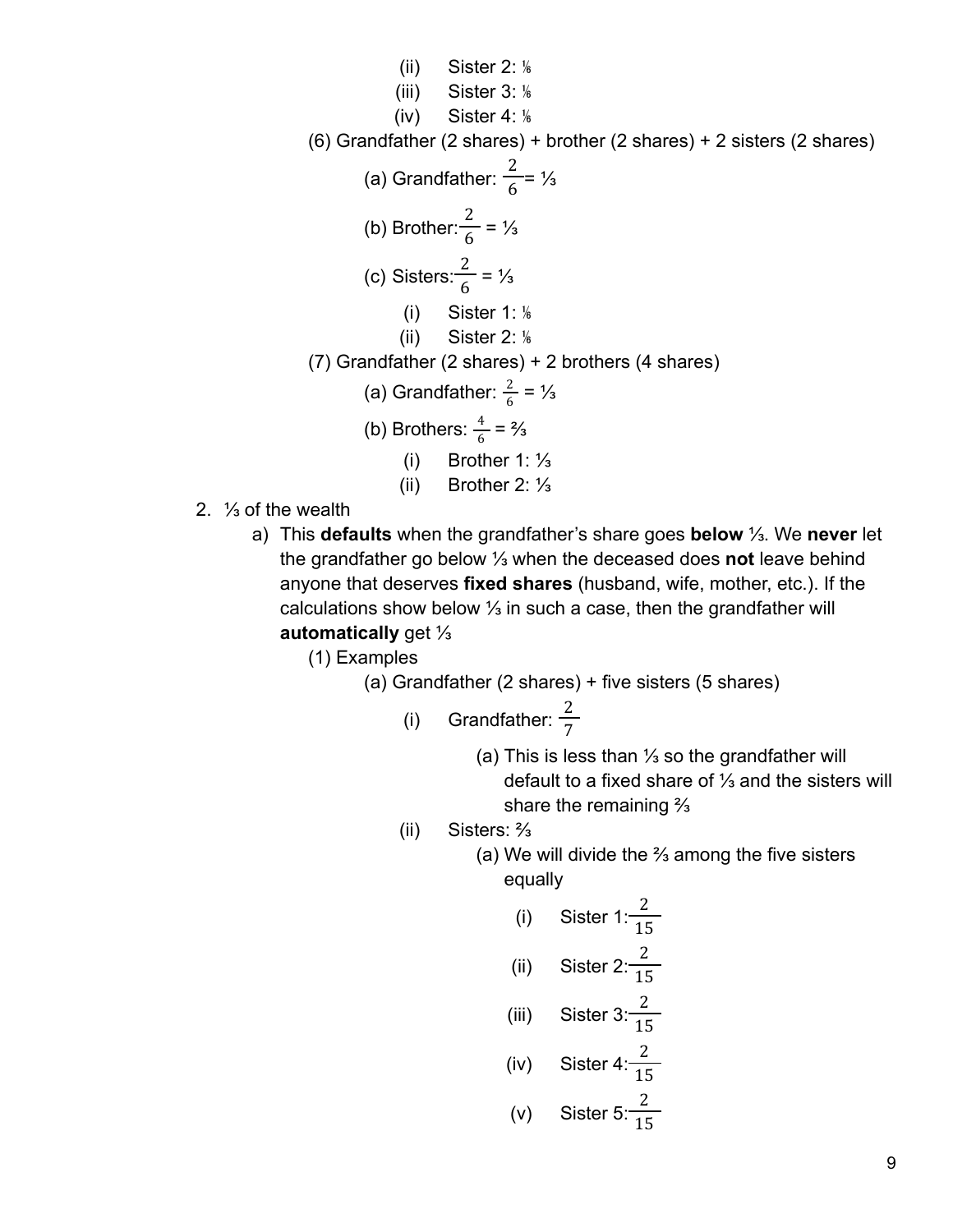(ii) Sister 2: ⅙

(iii) Sister 3: ⅙

(iv) Sister 4: ⅙

(6) Grandfather (2 shares) + brother (2 shares) + 2 sisters (2 shares)

(a) Grandfather: $\frac{2}{6}$ = ⅓

(b) Brother: $\frac{2}{6}$ = ⅓

(c) Sisters: $\frac{2}{6}$ = ⅓

(i) Sister 1: ⅙

(ii) Sister 2: ⅙

(7) Grandfather (2 shares) + 2 brothers (4 shares)

(a) Grandfather: $\frac{2}{6}$ = ⅓

(b) Brothers: $\frac{4}{6}$ = ⅔

(i) Brother 1: ⅓

(ii) Brother 2: ⅓

2. ⅓ of the wealth

a) This **defaults** when the grandfather's share goes **below** ⅓. We **never** let the grandfather go below ⅓ when the deceased does **not** leave behind anyone that deserves **fixed shares** (husband, wife, mother, etc.). If the calculations show below ⅓ in such a case, then the grandfather will **automatically** get ⅓

(1) Examples

(a) Grandfather (2 shares) + five sisters (5 shares)

(i) Grandfather: $\frac{2}{7}$

(a) This is less than ⅓ so the grandfather will default to a fixed share of ⅓ and the sisters will share the remaining ⅔

(ii) Sisters: ⅔

(a) We will divide the ⅔ among the five sisters equally

(i) Sister 1: $\frac{2}{15}$

(ii) Sister 2: $\frac{2}{15}$

(iii) Sister 3: $\frac{2}{15}$

(iv) Sister 4: $\frac{2}{15}$

(v) Sister 5: $\frac{2}{15}$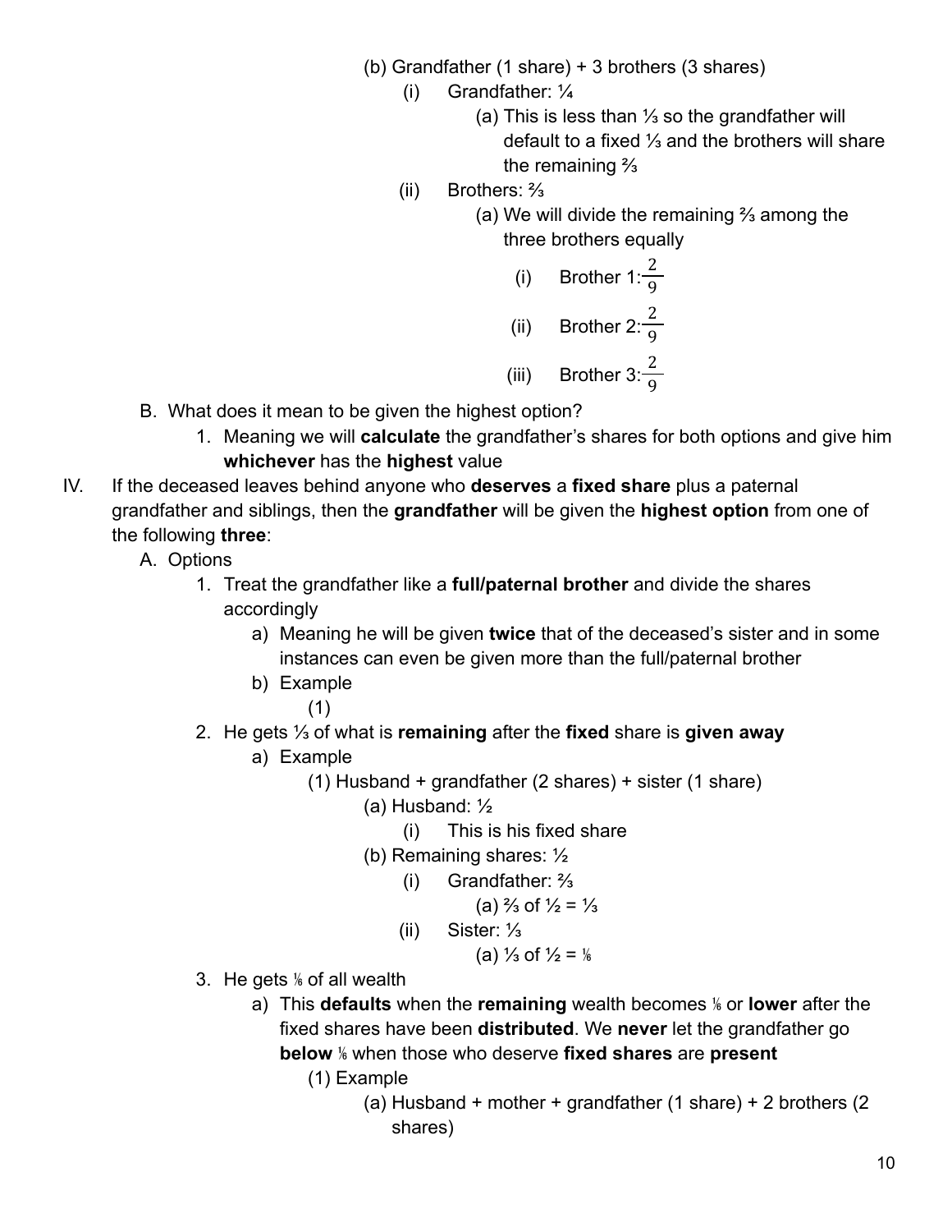(b) Grandfather (1 share) + 3 brothers (3 shares)
   (i) Grandfather: ¼
      (a) This is less than ⅓ so the grandfather will default to a fixed ⅓ and the brothers will share the remaining ⅔
   (ii) Brothers: ⅔
      (a) We will divide the remaining ⅔ among the three brothers equally
         (i) Brother 1: $\frac{2}{9}$
         (ii) Brother 2: $\frac{2}{9}$
         (iii) Brother 3: $\frac{2}{9}$

B. What does it mean to be given the highest option?
   1. Meaning we will **calculate** the grandfather's shares for both options and give him **whichever** has the **highest** value

IV. If the deceased leaves behind anyone who **deserves** a **fixed share** plus a paternal grandfather and siblings, then the **grandfather** will be given the **highest option** from one of the following **three**:
   A. Options
      1. Treat the grandfather like a **full/paternal brother** and divide the shares accordingly
         a) Meaning he will be given **twice** that of the deceased's sister and in some instances can even be given more than the full/paternal brother
         b) Example
            (1)
      2. He gets ⅓ of what is **remaining** after the **fixed** share is **given away**
         a) Example
            (1) Husband + grandfather (2 shares) + sister (1 share)
               (a) Husband: ½
                  (i) This is his fixed share
               (b) Remaining shares: ½
                  (i) Grandfather: ⅔
                     (a) ⅔ of ½ = ⅓
                  (ii) Sister: ⅓
                     (a) ⅓ of ½ = ⅙
      3. He gets ⅙ of all wealth
         a) This **defaults** when the **remaining** wealth becomes ⅙ or **lower** after the fixed shares have been **distributed**. We **never** let the grandfather go **below** ⅙ when those who deserve **fixed shares** are **present**
            (1) Example
               (a) Husband + mother + grandfather (1 share) + 2 brothers (2 shares)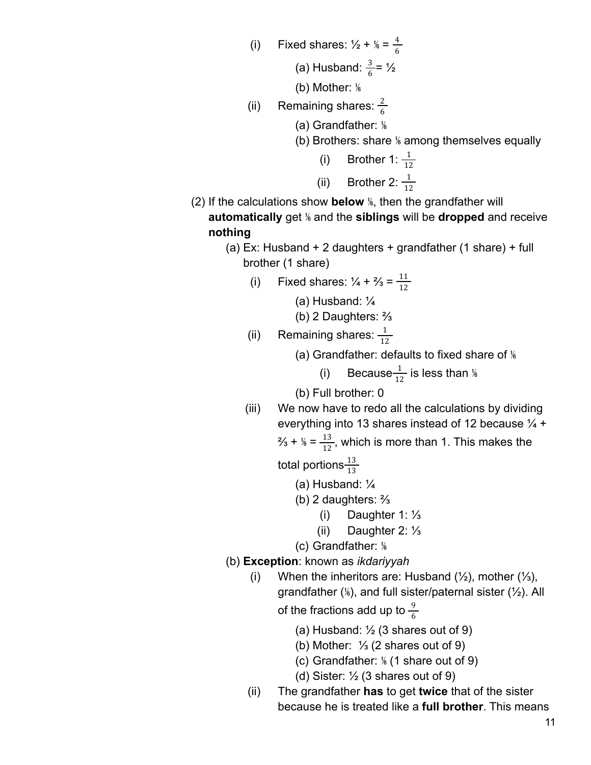- (i) Fixed shares: ½ + ⅙ = $\frac{4}{6}$
  - (a) Husband: $\frac{3}{6}$= ½
  - (b) Mother: ⅙
- (ii) Remaining shares: $\frac{2}{6}$
  - (a) Grandfather: ⅙
  - (b) Brothers: share ⅙ among themselves equally
    - (i) Brother 1: $\frac{1}{12}$
    - (ii) Brother 2: $\frac{1}{12}$

(2) If the calculations show **below** ⅙, then the grandfather will **automatically** get ⅙ and the **siblings** will be **dropped** and receive **nothing**

- (a) Ex: Husband + 2 daughters + grandfather (1 share) + full brother (1 share)
  - (i) Fixed shares: ¼ + ⅔ = $\frac{11}{12}$
    - (a) Husband: ¼
    - (b) 2 Daughters: ⅔
  - (ii) Remaining shares: $\frac{1}{12}$
    - (a) Grandfather: defaults to fixed share of ⅙
      - (i) Because $\frac{1}{12}$ is less than ⅙
    - (b) Full brother: 0
  - (iii) We now have to redo all the calculations by dividing everything into 13 shares instead of 12 because ¼ + ⅔ + ⅙ = $\frac{13}{12}$, which is more than 1. This makes the total portions $\frac{13}{13}$
    - (a) Husband: ¼
    - (b) 2 daughters: ⅔
      - (i) Daughter 1: ⅓
      - (ii) Daughter 2: ⅓
    - (c) Grandfather: ⅙
- (b) **Exception**: known as *ikdariyyah*
  - (i) When the inheritors are: Husband (½), mother (⅓), grandfather (⅙), and full sister/paternal sister (½). All of the fractions add up to $\frac{9}{6}$
    - (a) Husband: ½ (3 shares out of 9)
    - (b) Mother: ⅓ (2 shares out of 9)
    - (c) Grandfather: ⅙ (1 share out of 9)
    - (d) Sister: ½ (3 shares out of 9)
  - (ii) The grandfather **has** to get **twice** that of the sister because he is treated like a **full brother**. This means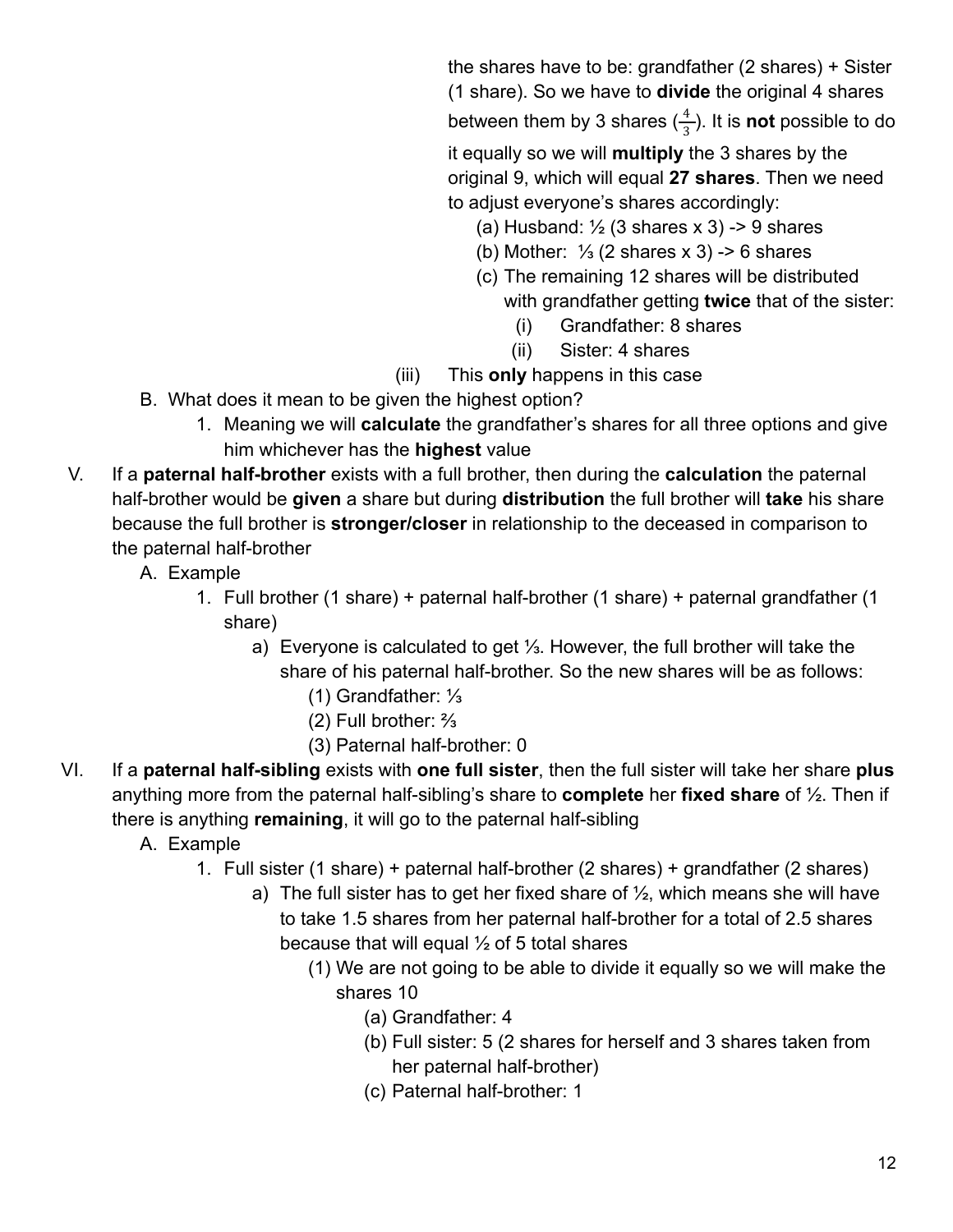the shares have to be: grandfather (2 shares) + Sister (1 share). So we have to **divide** the original 4 shares between them by 3 shares ($\frac{4}{3}$). It is **not** possible to do it equally so we will **multiply** the 3 shares by the original 9, which will equal **27 shares**. Then we need to adjust everyone's shares accordingly:

   (a) Husband: ½ (3 shares x 3) -> 9 shares
   (b) Mother: ⅓ (2 shares x 3) -> 6 shares
   (c) The remaining 12 shares will be distributed with grandfather getting **twice** that of the sister:
      (i) Grandfather: 8 shares
      (ii) Sister: 4 shares

(iii) This **only** happens in this case

B. What does it mean to be given the highest option?
   1. Meaning we will **calculate** the grandfather's shares for all three options and give him whichever has the **highest** value

V. If a **paternal half-brother** exists with a full brother, then during the **calculation** the paternal half-brother would be **given** a share but during **distribution** the full brother will **take** his share because the full brother is **stronger/closer** in relationship to the deceased in comparison to the paternal half-brother
   A. Example
      1. Full brother (1 share) + paternal half-brother (1 share) + paternal grandfather (1 share)
         a) Everyone is calculated to get ⅓. However, the full brother will take the share of his paternal half-brother. So the new shares will be as follows:
            (1) Grandfather: ⅓
            (2) Full brother: ⅔
            (3) Paternal half-brother: 0

VI. If a **paternal half-sibling** exists with **one full sister**, then the full sister will take her share **plus** anything more from the paternal half-sibling's share to **complete** her **fixed share** of ½. Then if there is anything **remaining**, it will go to the paternal half-sibling
   A. Example
      1. Full sister (1 share) + paternal half-brother (2 shares) + grandfather (2 shares)
         a) The full sister has to get her fixed share of ½, which means she will have to take 1.5 shares from her paternal half-brother for a total of 2.5 shares because that will equal ½ of 5 total shares
            (1) We are not going to be able to divide it equally so we will make the shares 10
               (a) Grandfather: 4
               (b) Full sister: 5 (2 shares for herself and 3 shares taken from her paternal half-brother)
               (c) Paternal half-brother: 1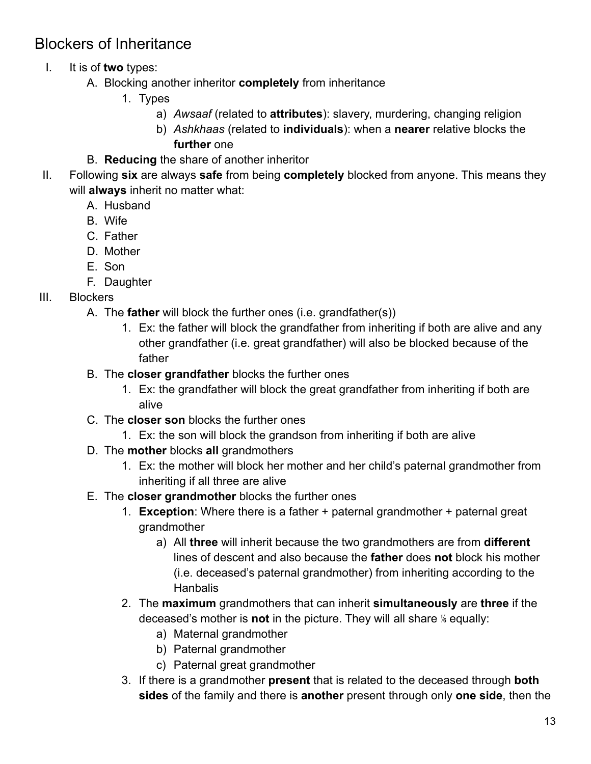# Blockers of Inheritance

I. It is of **two** types:
   A. Blocking another inheritor **completely** from inheritance
      1. Types
         a) *Awsaaf* (related to **attributes**): slavery, murdering, changing religion
         b) *Ashkhaas* (related to **individuals**): when a **nearer** relative blocks the **further** one
   B. **Reducing** the share of another inheritor

II. Following **six** are always **safe** from being **completely** blocked from anyone. This means they will **always** inherit no matter what:
   A. Husband
   B. Wife
   C. Father
   D. Mother
   E. Son
   F. Daughter

III. Blockers
   A. The **father** will block the further ones (i.e. grandfather(s))
      1. Ex: the father will block the grandfather from inheriting if both are alive and any other grandfather (i.e. great grandfather) will also be blocked because of the father
   B. The **closer grandfather** blocks the further ones
      1. Ex: the grandfather will block the great grandfather from inheriting if both are alive
   C. The **closer son** blocks the further ones
      1. Ex: the son will block the grandson from inheriting if both are alive
   D. The **mother** blocks **all** grandmothers
      1. Ex: the mother will block her mother and her child's paternal grandmother from inheriting if all three are alive
   E. The **closer grandmother** blocks the further ones
      1. **Exception**: Where there is a father + paternal grandmother + paternal great grandmother
         a) All **three** will inherit because the two grandmothers are from **different** lines of descent and also because the **father** does **not** block his mother (i.e. deceased's paternal grandmother) from inheriting according to the Hanbalis
      2. The **maximum** grandmothers that can inherit **simultaneously** are **three** if the deceased's mother is **not** in the picture. They will all share $\frac{1}{6}$ equally:
         a) Maternal grandmother
         b) Paternal grandmother
         c) Paternal great grandmother
      3. If there is a grandmother **present** that is related to the deceased through **both sides** of the family and there is **another** present through only **one side**, then the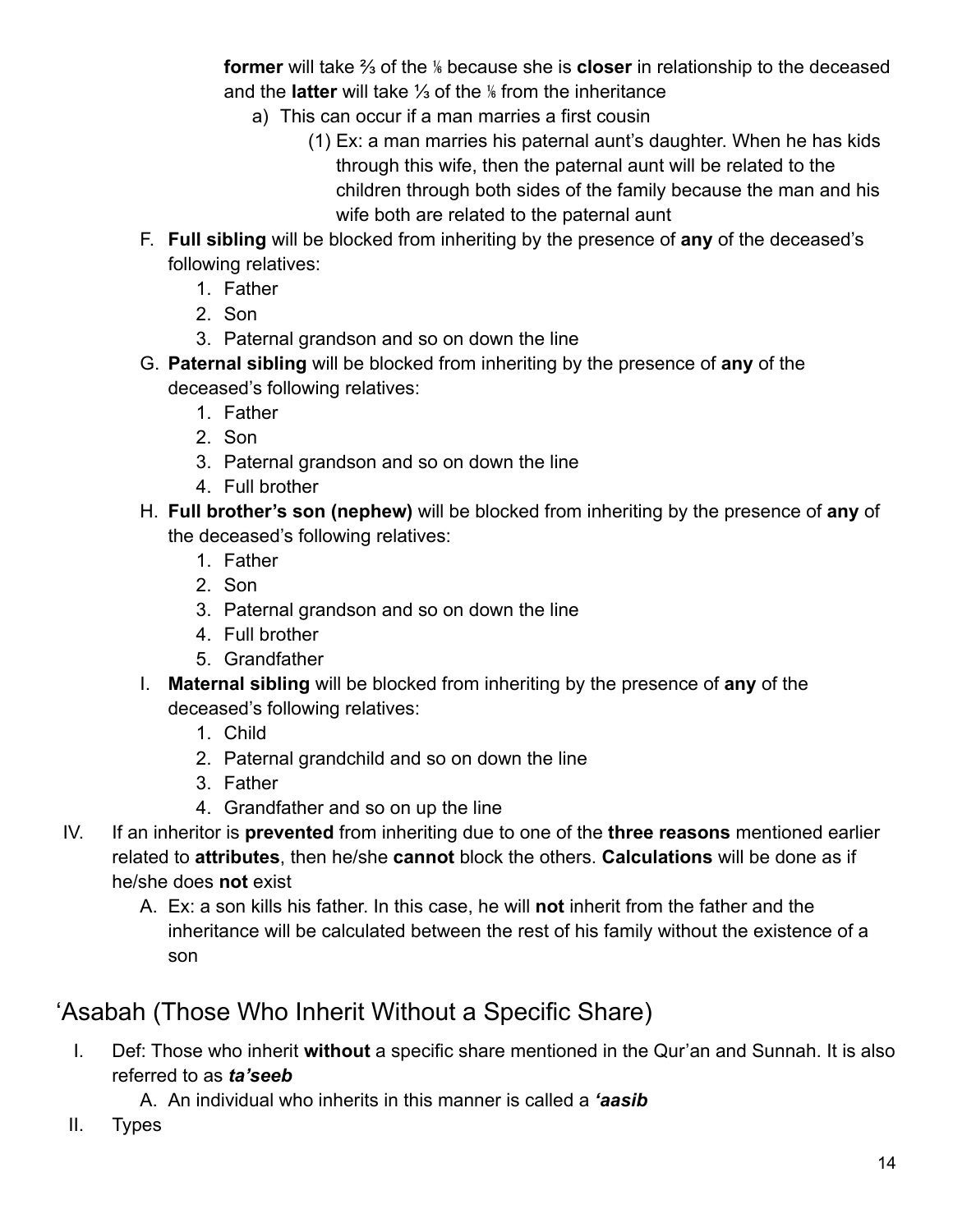**former** will take ⅔ of the ⅙ because she is **closer** in relationship to the deceased and the **latter** will take ⅓ of the ⅙ from the inheritance

a) This can occur if a man marries a first cousin

(1) Ex: a man marries his paternal aunt's daughter. When he has kids through this wife, then the paternal aunt will be related to the children through both sides of the family because the man and his wife both are related to the paternal aunt

F. **Full sibling** will be blocked from inheriting by the presence of **any** of the deceased's following relatives:

1. Father
2. Son
3. Paternal grandson and so on down the line

G. **Paternal sibling** will be blocked from inheriting by the presence of **any** of the deceased's following relatives:

1. Father
2. Son
3. Paternal grandson and so on down the line
4. Full brother

H. **Full brother's son (nephew)** will be blocked from inheriting by the presence of **any** of the deceased's following relatives:

1. Father
2. Son
3. Paternal grandson and so on down the line
4. Full brother
5. Grandfather

I. **Maternal sibling** will be blocked from inheriting by the presence of **any** of the deceased's following relatives:

1. Child
2. Paternal grandchild and so on down the line
3. Father
4. Grandfather and so on up the line

IV. If an inheritor is **prevented** from inheriting due to one of the **three reasons** mentioned earlier related to **attributes**, then he/she **cannot** block the others. **Calculations** will be done as if he/she does **not** exist

A. Ex: a son kills his father. In this case, he will **not** inherit from the father and the inheritance will be calculated between the rest of his family without the existence of a son

## 'Asabah (Those Who Inherit Without a Specific Share)

I. Def: Those who inherit **without** a specific share mentioned in the Qur'an and Sunnah. It is also referred to as ***ta'seeb***

A. An individual who inherits in this manner is called a ***'aasib***

II. Types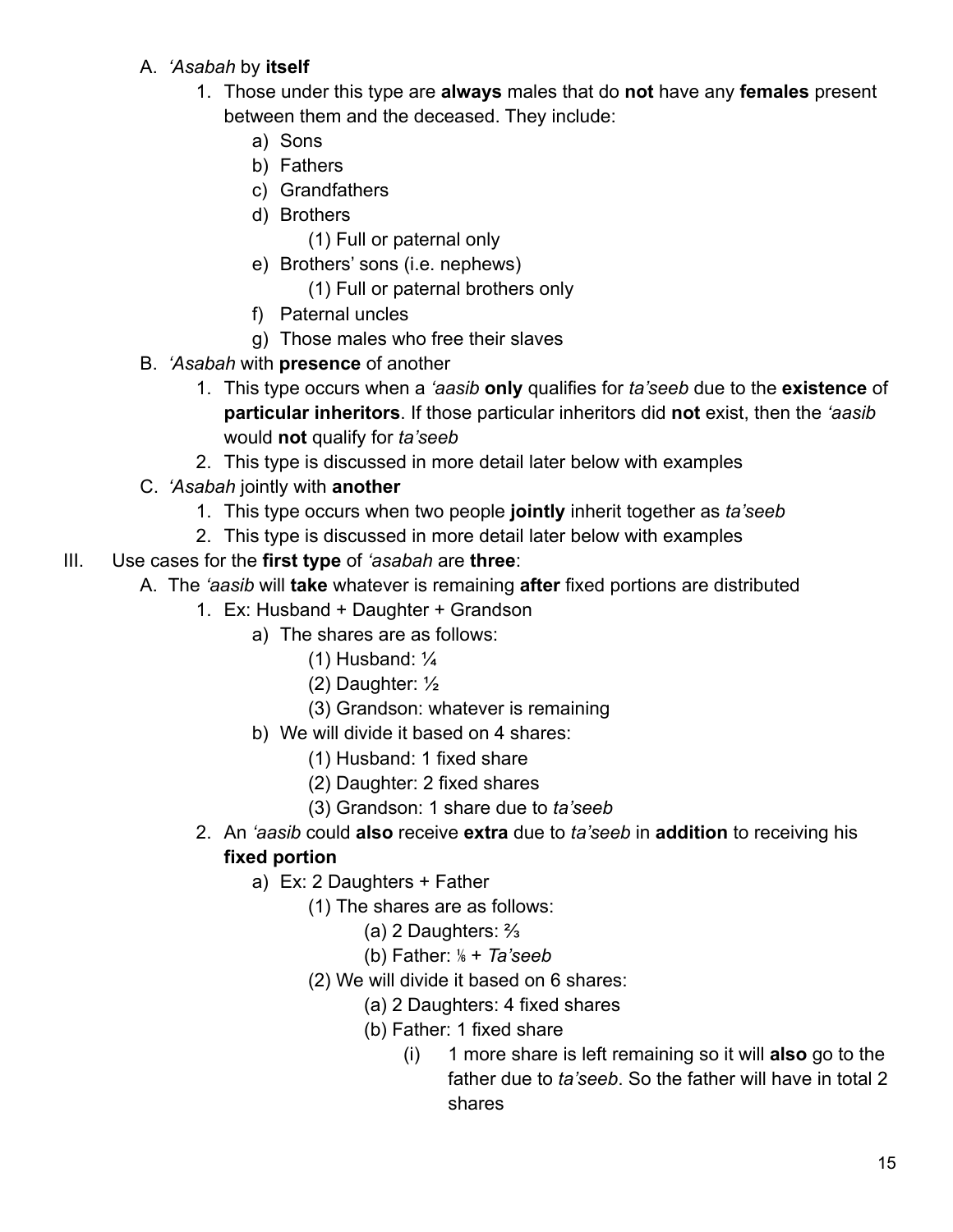A. *'Asabah* by **itself**

1. Those under this type are **always** males that do **not** have any **females** present between them and the deceased. They include:
    a) Sons
    b) Fathers
    c) Grandfathers
    d) Brothers
        (1) Full or paternal only
    e) Brothers' sons (i.e. nephews)
        (1) Full or paternal brothers only
    f) Paternal uncles
    g) Those males who free their slaves

B. *'Asabah* with **presence** of another

1. This type occurs when a *'aasib* **only** qualifies for *ta'seeb* due to the **existence** of **particular inheritors**. If those particular inheritors did **not** exist, then the *'aasib* would **not** qualify for *ta'seeb*
2. This type is discussed in more detail later below with examples

C. *'Asabah* jointly with **another**

1. This type occurs when two people **jointly** inherit together as *ta'seeb*
2. This type is discussed in more detail later below with examples

III. Use cases for the **first type** of *'asabah* are **three**:

A. The *'aasib* will **take** whatever is remaining **after** fixed portions are distributed

1. Ex: Husband + Daughter + Grandson
    a) The shares are as follows:
        (1) Husband: ¼
        (2) Daughter: ½
        (3) Grandson: whatever is remaining
    b) We will divide it based on 4 shares:
        (1) Husband: 1 fixed share
        (2) Daughter: 2 fixed shares
        (3) Grandson: 1 share due to *ta'seeb*
2. An *'aasib* could **also** receive **extra** due to *ta'seeb* in **addition** to receiving his **fixed portion**
    a) Ex: 2 Daughters + Father
        (1) The shares are as follows:
            (a) 2 Daughters: ⅔
            (b) Father: ⅙ + *Ta'seeb*
        (2) We will divide it based on 6 shares:
            (a) 2 Daughters: 4 fixed shares
            (b) Father: 1 fixed share
                (i) 1 more share is left remaining so it will **also** go to the father due to *ta'seeb*. So the father will have in total 2 shares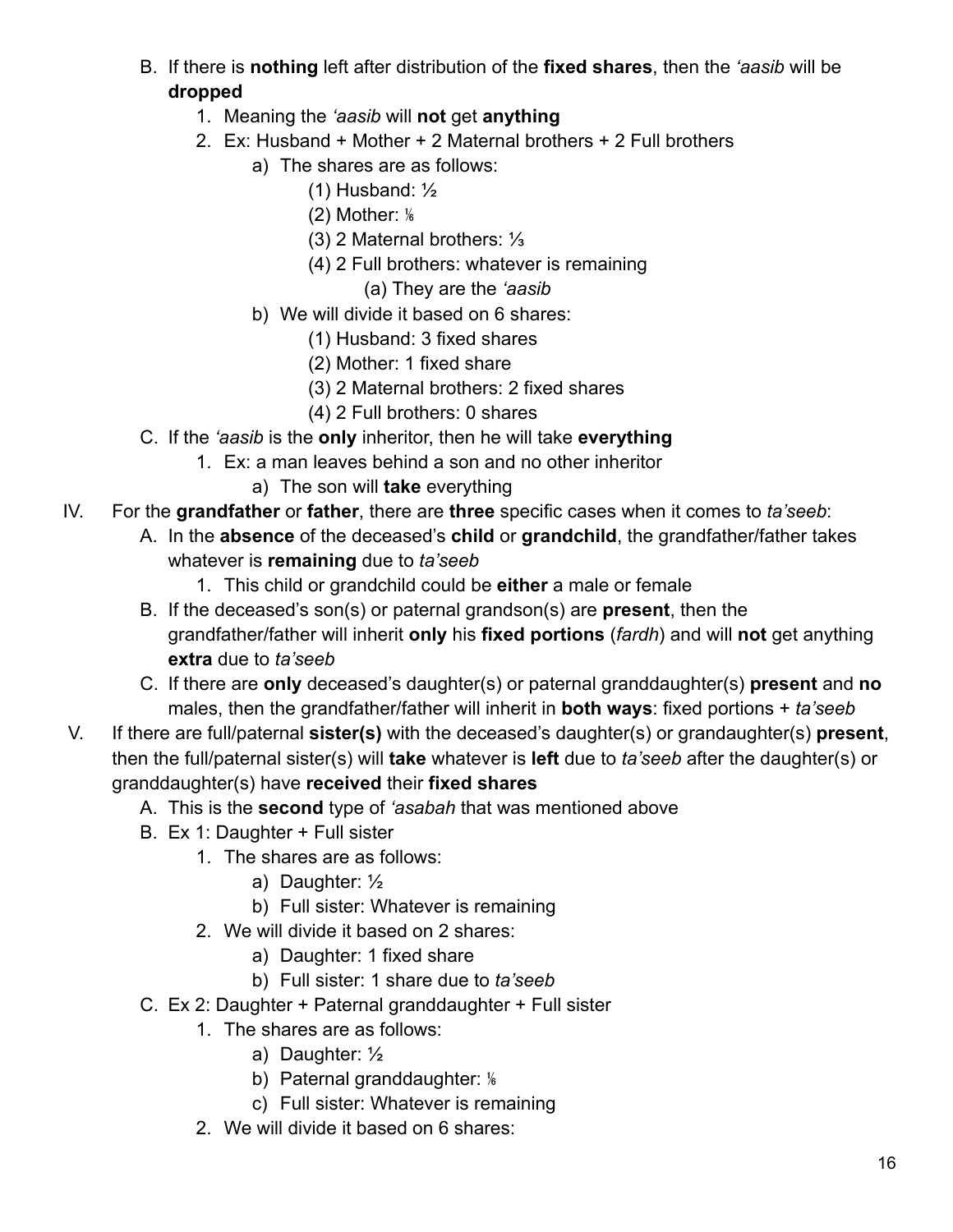B. If there is **nothing** left after distribution of the **fixed shares**, then the *'aasib* will be **dropped**
   1. Meaning the *'aasib* will **not** get **anything**
   2. Ex: Husband + Mother + 2 Maternal brothers + 2 Full brothers
      a) The shares are as follows:
         (1) Husband: ½
         (2) Mother: ⅙
         (3) 2 Maternal brothers: ⅓
         (4) 2 Full brothers: whatever is remaining
            (a) They are the *'aasib*
      b) We will divide it based on 6 shares:
         (1) Husband: 3 fixed shares
         (2) Mother: 1 fixed share
         (3) 2 Maternal brothers: 2 fixed shares
         (4) 2 Full brothers: 0 shares

C. If the *'aasib* is the **only** inheritor, then he will take **everything**
   1. Ex: a man leaves behind a son and no other inheritor
      a) The son will **take** everything

IV. For the **grandfather** or **father**, there are **three** specific cases when it comes to *ta'seeb*:

A. In the **absence** of the deceased's **child** or **grandchild**, the grandfather/father takes whatever is **remaining** due to *ta'seeb*
   1. This child or grandchild could be **either** a male or female

B. If the deceased's son(s) or paternal grandson(s) are **present**, then the grandfather/father will inherit **only** his **fixed portions** (*fardh*) and will **not** get anything **extra** due to *ta'seeb*

C. If there are **only** deceased's daughter(s) or paternal granddaughter(s) **present** and **no** males, then the grandfather/father will inherit in **both ways**: fixed portions + *ta'seeb*

V. If there are full/paternal **sister(s)** with the deceased's daughter(s) or grandaughter(s) **present**, then the full/paternal sister(s) will **take** whatever is **left** due to *ta'seeb* after the daughter(s) or granddaughter(s) have **received** their **fixed shares**

A. This is the **second** type of *'asabah* that was mentioned above

B. Ex 1: Daughter + Full sister
   1. The shares are as follows:
      a) Daughter: ½
      b) Full sister: Whatever is remaining
   2. We will divide it based on 2 shares:
      a) Daughter: 1 fixed share
      b) Full sister: 1 share due to *ta'seeb*

C. Ex 2: Daughter + Paternal granddaughter + Full sister
   1. The shares are as follows:
      a) Daughter: ½
      b) Paternal granddaughter: ⅙
      c) Full sister: Whatever is remaining
   2. We will divide it based on 6 shares: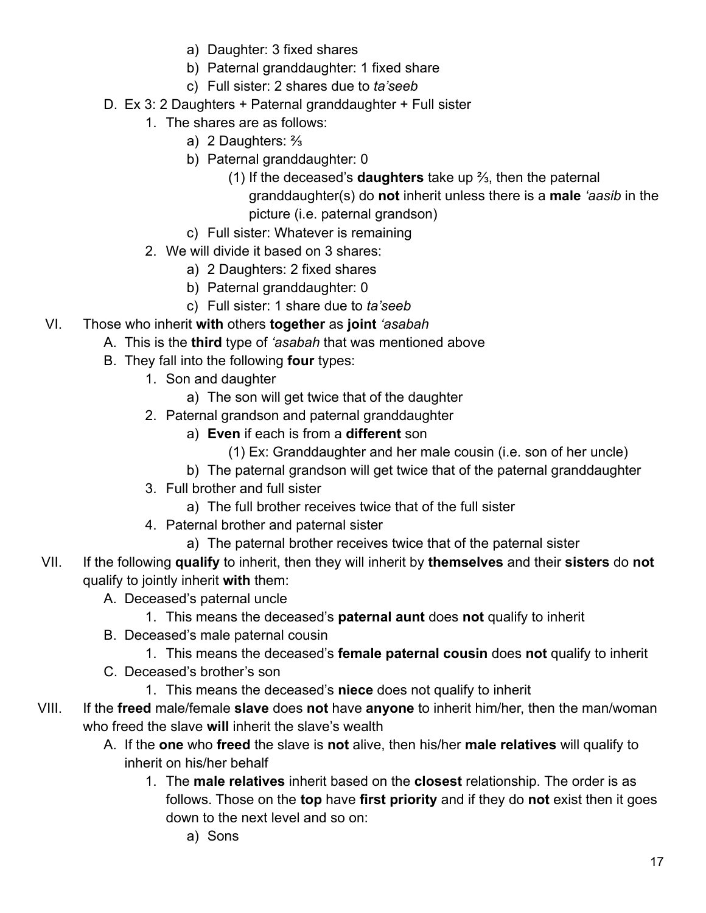a) Daughter: 3 fixed shares
        b) Paternal granddaughter: 1 fixed share
        c) Full sister: 2 shares due to *ta'seeb*

D. Ex 3: 2 Daughters + Paternal granddaughter + Full sister
    1. The shares are as follows:
        a) 2 Daughters: ⅔
        b) Paternal granddaughter: 0
            (1) If the deceased's **daughters** take up ⅔, then the paternal granddaughter(s) do **not** inherit unless there is a **male** *'aasib* in the picture (i.e. paternal grandson)
        c) Full sister: Whatever is remaining
    2. We will divide it based on 3 shares:
        a) 2 Daughters: 2 fixed shares
        b) Paternal granddaughter: 0
        c) Full sister: 1 share due to *ta'seeb*

VI. Those who inherit **with** others **together** as **joint** *'asabah*
    A. This is the **third** type of *'asabah* that was mentioned above
    B. They fall into the following **four** types:
        1. Son and daughter
            a) The son will get twice that of the daughter
        2. Paternal grandson and paternal granddaughter
            a) **Even** if each is from a **different** son
                (1) Ex: Granddaughter and her male cousin (i.e. son of her uncle)
            b) The paternal grandson will get twice that of the paternal granddaughter
        3. Full brother and full sister
            a) The full brother receives twice that of the full sister
        4. Paternal brother and paternal sister
            a) The paternal brother receives twice that of the paternal sister

VII. If the following **qualify** to inherit, then they will inherit by **themselves** and their **sisters** do **not** qualify to jointly inherit **with** them:
    A. Deceased's paternal uncle
        1. This means the deceased's **paternal aunt** does **not** qualify to inherit
    B. Deceased's male paternal cousin
        1. This means the deceased's **female paternal cousin** does **not** qualify to inherit
    C. Deceased's brother's son
        1. This means the deceased's **niece** does not qualify to inherit

VIII. If the **freed** male/female **slave** does **not** have **anyone** to inherit him/her, then the man/woman who freed the slave **will** inherit the slave's wealth
    A. If the **one** who **freed** the slave is **not** alive, then his/her **male relatives** will qualify to inherit on his/her behalf
        1. The **male relatives** inherit based on the **closest** relationship. The order is as follows. Those on the **top** have **first priority** and if they do **not** exist then it goes down to the next level and so on:
            a) Sons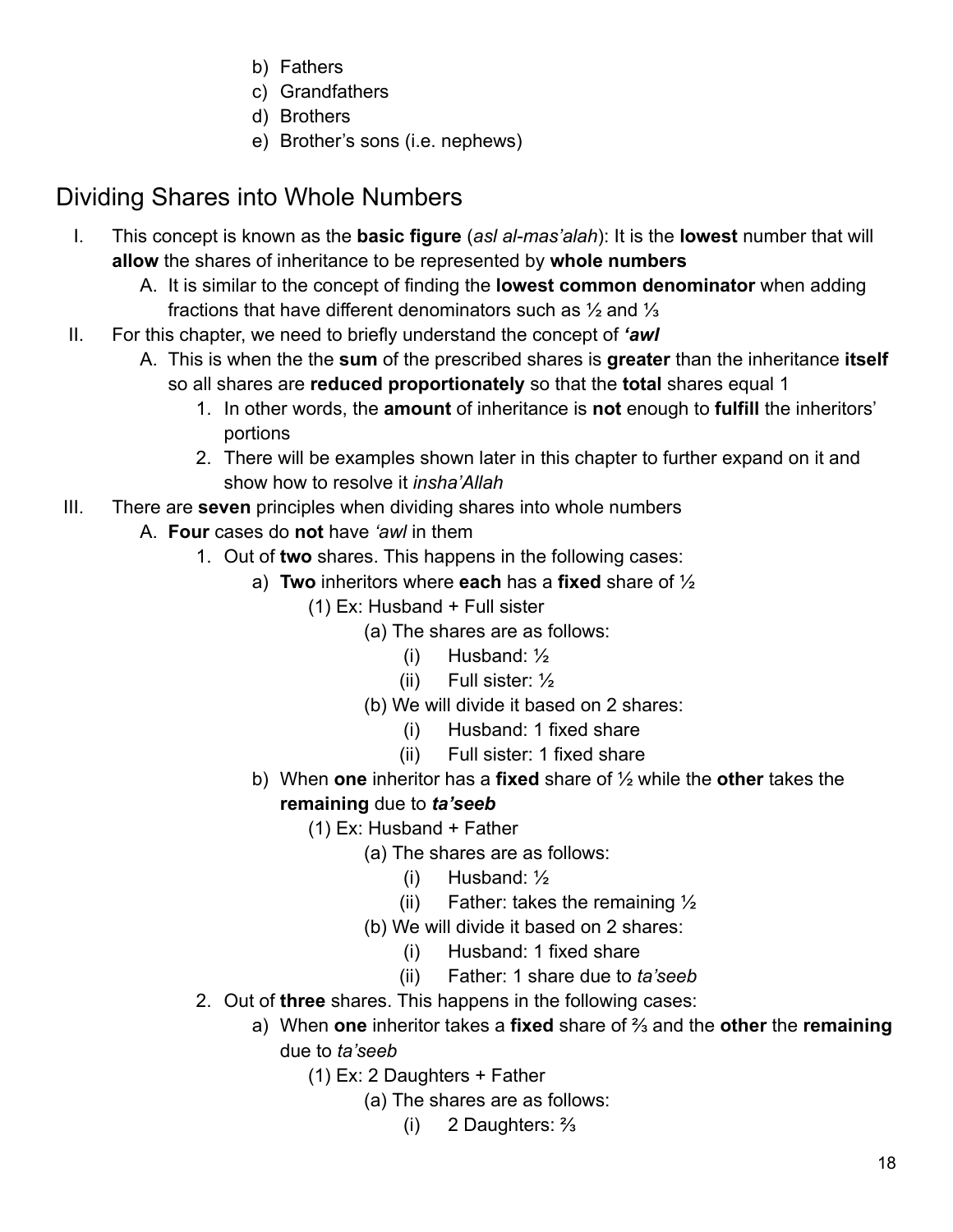b) Fathers
c) Grandfathers
d) Brothers
e) Brother's sons (i.e. nephews)

## Dividing Shares into Whole Numbers

I. This concept is known as the **basic figure** (*asl al-mas'alah*): It is the **lowest** number that will **allow** the shares of inheritance to be represented by **whole numbers**
   A. It is similar to the concept of finding the **lowest common denominator** when adding fractions that have different denominators such as ½ and ⅓

II. For this chapter, we need to briefly understand the concept of ***'awl***
   A. This is when the the **sum** of the prescribed shares is **greater** than the inheritance **itself** so all shares are **reduced proportionately** so that the **total** shares equal 1
      1. In other words, the **amount** of inheritance is **not** enough to **fulfill** the inheritors' portions
      2. There will be examples shown later in this chapter to further expand on it and show how to resolve it *insha'Allah*

III. There are **seven** principles when dividing shares into whole numbers
   A. **Four** cases do **not** have *'awl* in them
      1. Out of **two** shares. This happens in the following cases:
         a) **Two** inheritors where **each** has a **fixed** share of ½
            (1) Ex: Husband + Full sister
               (a) The shares are as follows:
                  (i) Husband: ½
                  (ii) Full sister: ½
               (b) We will divide it based on 2 shares:
                  (i) Husband: 1 fixed share
                  (ii) Full sister: 1 fixed share
         b) When **one** inheritor has a **fixed** share of ½ while the **other** takes the **remaining** due to ***ta'seeb***
            (1) Ex: Husband + Father
               (a) The shares are as follows:
                  (i) Husband: ½
                  (ii) Father: takes the remaining ½
               (b) We will divide it based on 2 shares:
                  (i) Husband: 1 fixed share
                  (ii) Father: 1 share due to *ta'seeb*
      2. Out of **three** shares. This happens in the following cases:
         a) When **one** inheritor takes a **fixed** share of ⅔ and the **other** the **remaining** due to *ta'seeb*
            (1) Ex: 2 Daughters + Father
               (a) The shares are as follows:
                  (i) 2 Daughters: ⅔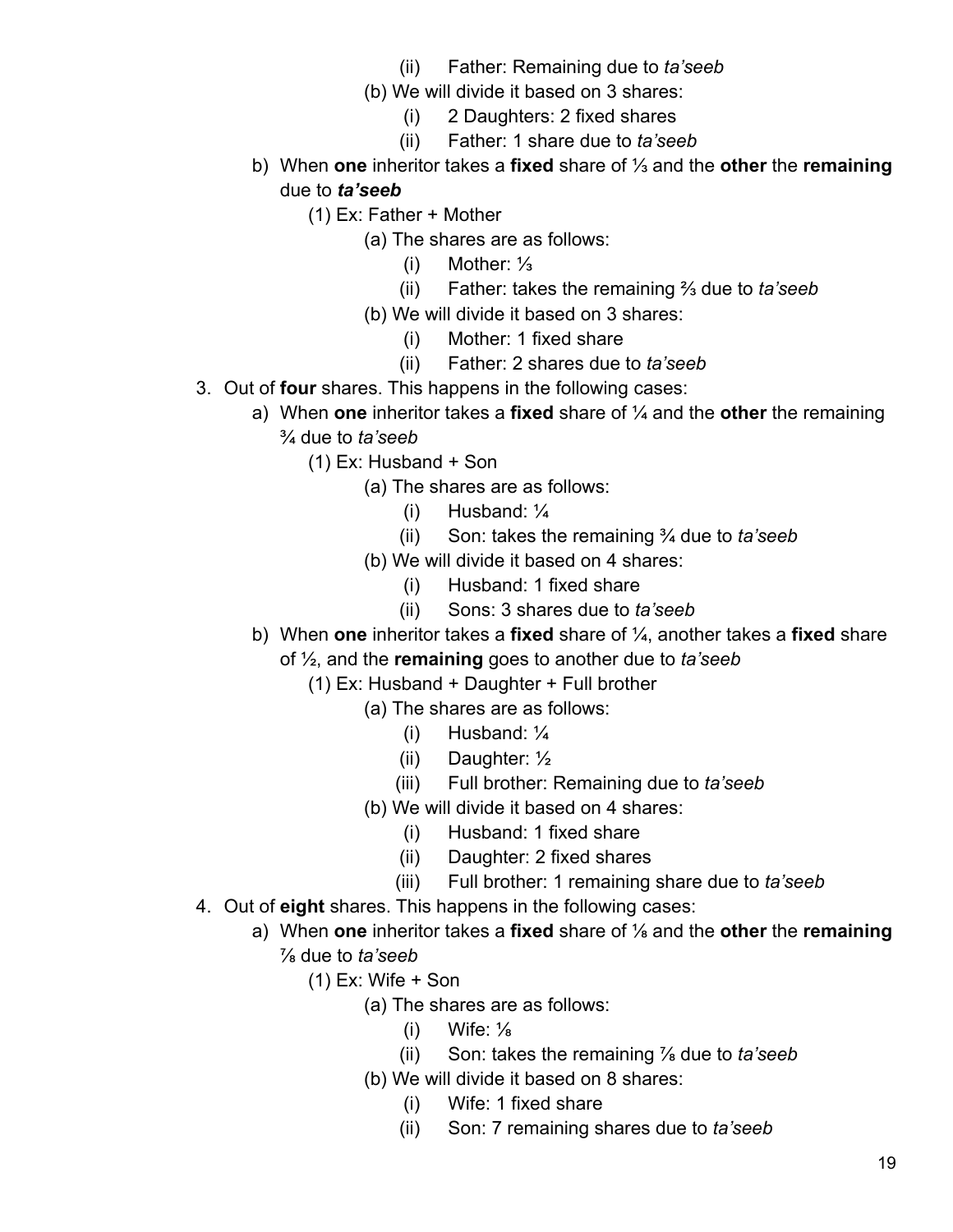(ii) Father: Remaining due to *ta'seeb*
        (b) We will divide it based on 3 shares:
            (i) 2 Daughters: 2 fixed shares
            (ii) Father: 1 share due to *ta'seeb*

   b) When **one** inheritor takes a **fixed** share of ⅓ and the **other** the **remaining** due to ***ta'seeb***
      (1) Ex: Father + Mother
         (a) The shares are as follows:
            (i) Mother: ⅓
            (ii) Father: takes the remaining ⅔ due to *ta'seeb*
         (b) We will divide it based on 3 shares:
            (i) Mother: 1 fixed share
            (ii) Father: 2 shares due to *ta'seeb*

3. Out of **four** shares. This happens in the following cases:
   a) When **one** inheritor takes a **fixed** share of ¼ and the **other** the remaining ¾ due to *ta'seeb*
      (1) Ex: Husband + Son
         (a) The shares are as follows:
            (i) Husband: ¼
            (ii) Son: takes the remaining ¾ due to *ta'seeb*
         (b) We will divide it based on 4 shares:
            (i) Husband: 1 fixed share
            (ii) Sons: 3 shares due to *ta'seeb*
   b) When **one** inheritor takes a **fixed** share of ¼, another takes a **fixed** share of ½, and the **remaining** goes to another due to *ta'seeb*
      (1) Ex: Husband + Daughter + Full brother
         (a) The shares are as follows:
            (i) Husband: ¼
            (ii) Daughter: ½
            (iii) Full brother: Remaining due to *ta'seeb*
         (b) We will divide it based on 4 shares:
            (i) Husband: 1 fixed share
            (ii) Daughter: 2 fixed shares
            (iii) Full brother: 1 remaining share due to *ta'seeb*

4. Out of **eight** shares. This happens in the following cases:
   a) When **one** inheritor takes a **fixed** share of ⅛ and the **other** the **remaining** ⅞ due to *ta'seeb*
      (1) Ex: Wife + Son
         (a) The shares are as follows:
            (i) Wife: ⅛
            (ii) Son: takes the remaining ⅞ due to *ta'seeb*
         (b) We will divide it based on 8 shares:
            (i) Wife: 1 fixed share
            (ii) Son: 7 remaining shares due to *ta'seeb*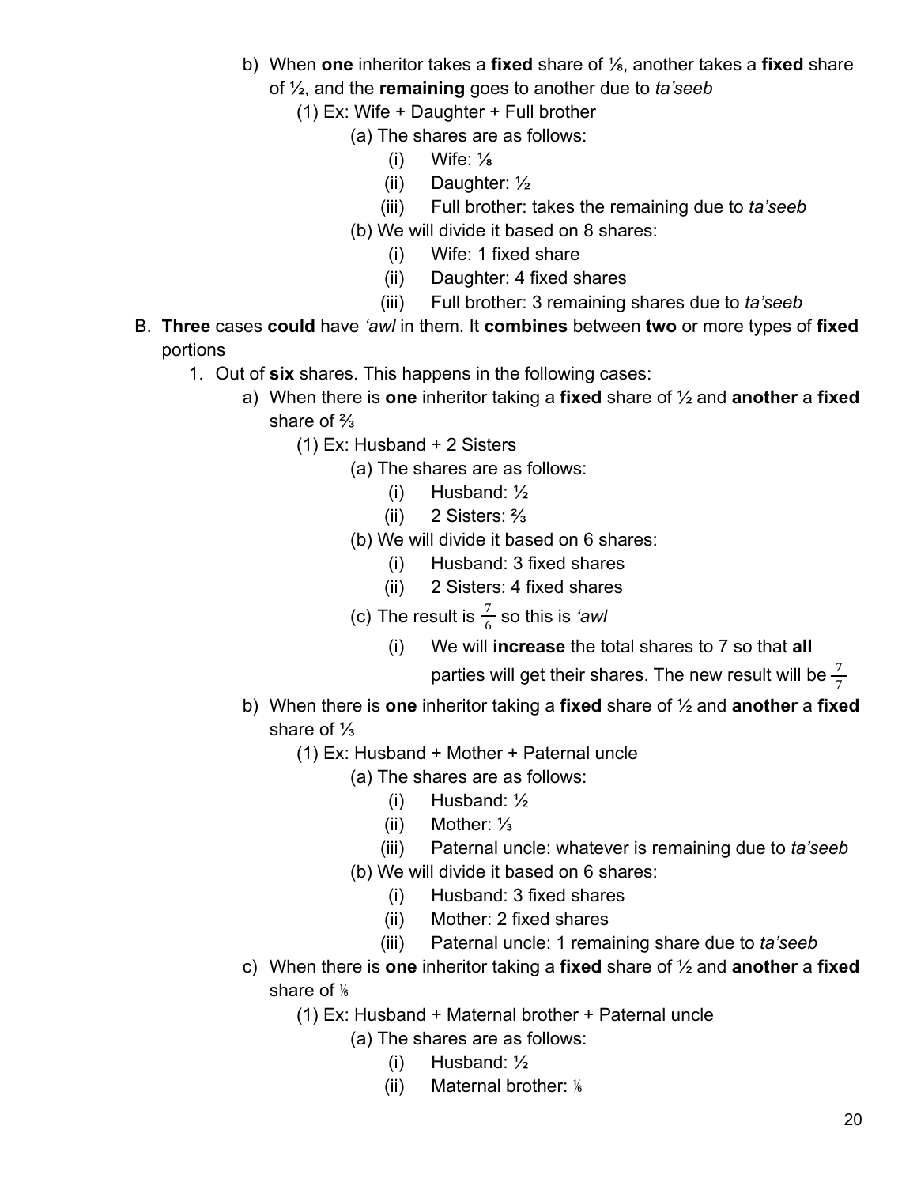b) When **one** inheritor takes a **fixed** share of ⅛, another takes a **fixed** share of ½, and the **remaining** goes to another due to *ta'seeb*
   (1) Ex: Wife + Daughter + Full brother
      (a) The shares are as follows:
         (i) Wife: ⅛
         (ii) Daughter: ½
         (iii) Full brother: takes the remaining due to *ta'seeb*
      (b) We will divide it based on 8 shares:
         (i) Wife: 1 fixed share
         (ii) Daughter: 4 fixed shares
         (iii) Full brother: 3 remaining shares due to *ta'seeb*

B. **Three** cases **could** have *'awl* in them. It **combines** between **two** or more types of **fixed** portions
   1. Out of **six** shares. This happens in the following cases:
      a) When there is **one** inheritor taking a **fixed** share of ½ and **another** a **fixed** share of ⅔
         (1) Ex: Husband + 2 Sisters
            (a) The shares are as follows:
               (i) Husband: ½
               (ii) 2 Sisters: ⅔
            (b) We will divide it based on 6 shares:
               (i) Husband: 3 fixed shares
               (ii) 2 Sisters: 4 fixed shares
            (c) The result is $\frac{7}{6}$ so this is *'awl*
               (i) We will **increase** the total shares to 7 so that **all** parties will get their shares. The new result will be $\frac{7}{7}$
      b) When there is **one** inheritor taking a **fixed** share of ½ and **another** a **fixed** share of ⅓
         (1) Ex: Husband + Mother + Paternal uncle
            (a) The shares are as follows:
               (i) Husband: ½
               (ii) Mother: ⅓
               (iii) Paternal uncle: whatever is remaining due to *ta'seeb*
            (b) We will divide it based on 6 shares:
               (i) Husband: 3 fixed shares
               (ii) Mother: 2 fixed shares
               (iii) Paternal uncle: 1 remaining share due to *ta'seeb*
      c) When there is **one** inheritor taking a **fixed** share of ½ and **another** a **fixed** share of ⅙
         (1) Ex: Husband + Maternal brother + Paternal uncle
            (a) The shares are as follows:
               (i) Husband: ½
               (ii) Maternal brother: ⅙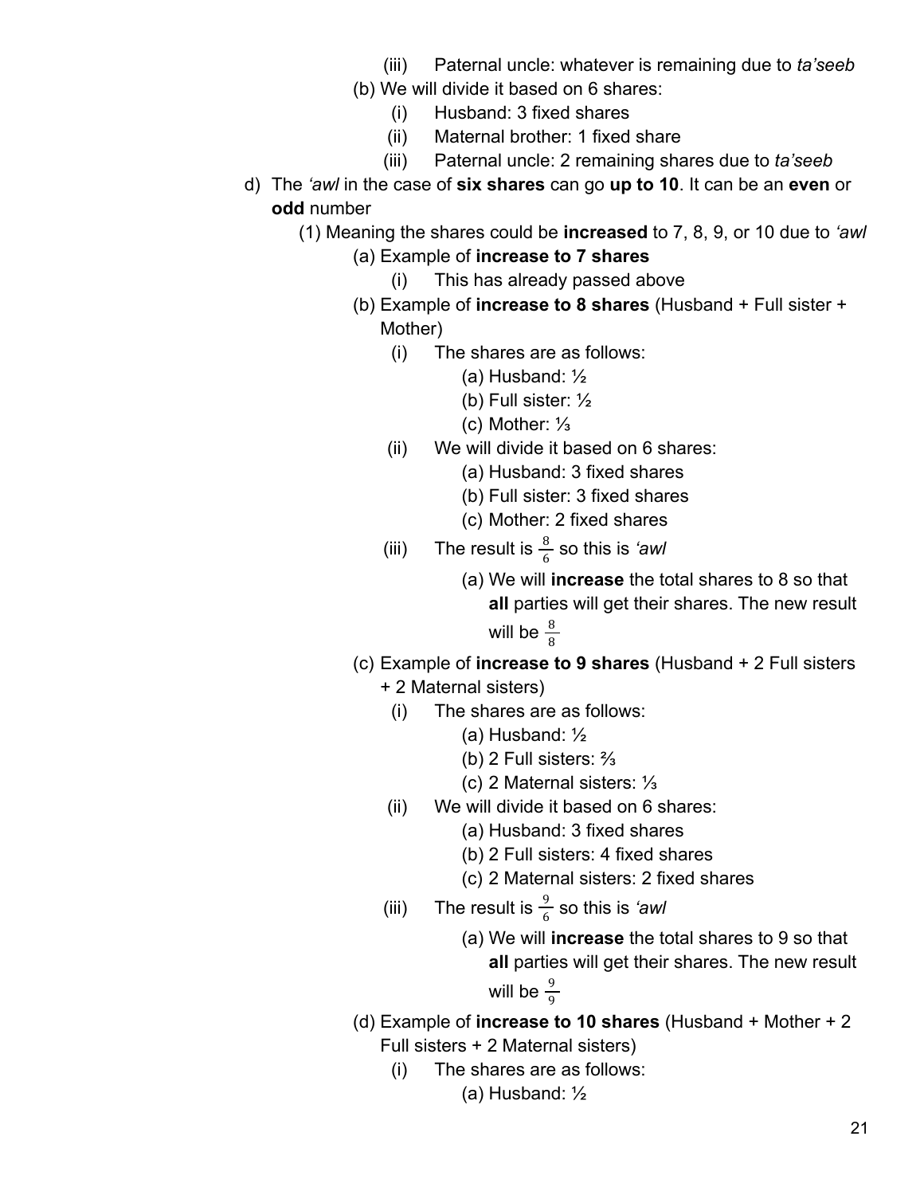- (iii) Paternal uncle: whatever is remaining due to *ta'seeb*
   - (b) We will divide it based on 6 shares:
     - (i) Husband: 3 fixed shares
     - (ii) Maternal brother: 1 fixed share
     - (iii) Paternal uncle: 2 remaining shares due to *ta'seeb*

d) The *'awl* in the case of **six shares** can go **up to 10**. It can be an **even** or **odd** number

- (1) Meaning the shares could be **increased** to 7, 8, 9, or 10 due to *'awl*
  - (a) Example of **increase to 7 shares**
    - (i) This has already passed above
  - (b) Example of **increase to 8 shares** (Husband + Full sister + Mother)
    - (i) The shares are as follows:
      - (a) Husband: ½
      - (b) Full sister: ½
      - (c) Mother: ⅓
    - (ii) We will divide it based on 6 shares:
      - (a) Husband: 3 fixed shares
      - (b) Full sister: 3 fixed shares
      - (c) Mother: 2 fixed shares
    - (iii) The result is $\frac{8}{6}$ so this is *'awl*
      - (a) We will **increase** the total shares to 8 so that **all** parties will get their shares. The new result will be $\frac{8}{8}$
  - (c) Example of **increase to 9 shares** (Husband + 2 Full sisters + 2 Maternal sisters)
    - (i) The shares are as follows:
      - (a) Husband: ½
      - (b) 2 Full sisters: ⅔
      - (c) 2 Maternal sisters: ⅓
    - (ii) We will divide it based on 6 shares:
      - (a) Husband: 3 fixed shares
      - (b) 2 Full sisters: 4 fixed shares
      - (c) 2 Maternal sisters: 2 fixed shares
    - (iii) The result is $\frac{9}{6}$ so this is *'awl*
      - (a) We will **increase** the total shares to 9 so that **all** parties will get their shares. The new result will be $\frac{9}{9}$
  - (d) Example of **increase to 10 shares** (Husband + Mother + 2 Full sisters + 2 Maternal sisters)
    - (i) The shares are as follows:
      - (a) Husband: ½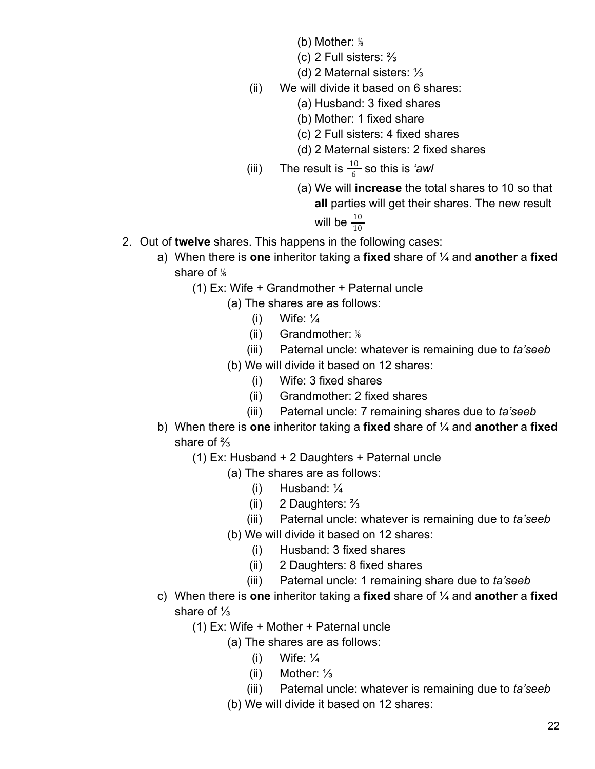- (b) Mother: ⅙
      - (c) 2 Full sisters: ⅔
      - (d) 2 Maternal sisters: ⅓
    - (ii) We will divide it based on 6 shares:
      - (a) Husband: 3 fixed shares
      - (b) Mother: 1 fixed share
      - (c) 2 Full sisters: 4 fixed shares
      - (d) 2 Maternal sisters: 2 fixed shares
    - (iii) The result is $\frac{10}{6}$ so this is *'awl*
      - (a) We will **increase** the total shares to 10 so that **all** parties will get their shares. The new result will be $\frac{10}{10}$

2. Out of **twelve** shares. This happens in the following cases:
   a) When there is **one** inheritor taking a **fixed** share of ¼ and **another** a **fixed** share of ⅙
      - (1) Ex: Wife + Grandmother + Paternal uncle
        - (a) The shares are as follows:
          - (i) Wife: ¼
          - (ii) Grandmother: ⅙
          - (iii) Paternal uncle: whatever is remaining due to *ta'seeb*
        - (b) We will divide it based on 12 shares:
          - (i) Wife: 3 fixed shares
          - (ii) Grandmother: 2 fixed shares
          - (iii) Paternal uncle: 7 remaining shares due to *ta'seeb*

   b) When there is **one** inheritor taking a **fixed** share of ¼ and **another** a **fixed** share of ⅔
      - (1) Ex: Husband + 2 Daughters + Paternal uncle
        - (a) The shares are as follows:
          - (i) Husband: ¼
          - (ii) 2 Daughters: ⅔
          - (iii) Paternal uncle: whatever is remaining due to *ta'seeb*
        - (b) We will divide it based on 12 shares:
          - (i) Husband: 3 fixed shares
          - (ii) 2 Daughters: 8 fixed shares
          - (iii) Paternal uncle: 1 remaining share due to *ta'seeb*

   c) When there is **one** inheritor taking a **fixed** share of ¼ and **another** a **fixed** share of ⅓
      - (1) Ex: Wife + Mother + Paternal uncle
        - (a) The shares are as follows:
          - (i) Wife: ¼
          - (ii) Mother: ⅓
          - (iii) Paternal uncle: whatever is remaining due to *ta'seeb*
        - (b) We will divide it based on 12 shares: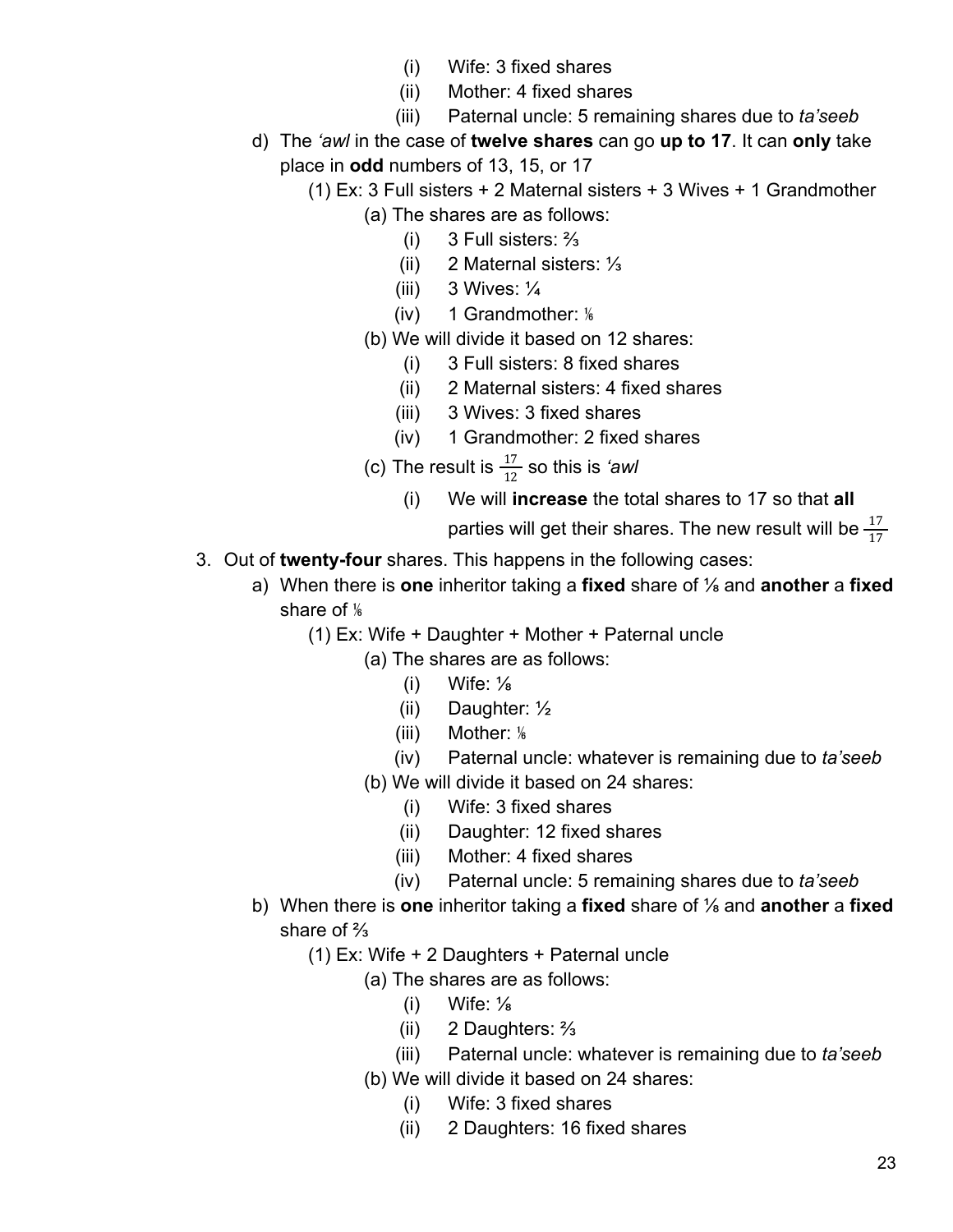(i) Wife: 3 fixed shares
(ii) Mother: 4 fixed shares
(iii) Paternal uncle: 5 remaining shares due to *ta'seeb*

d) The *'awl* in the case of **twelve shares** can go **up to 17**. It can **only** take place in **odd** numbers of 13, 15, or 17

(1) Ex: 3 Full sisters + 2 Maternal sisters + 3 Wives + 1 Grandmother

(a) The shares are as follows:
(i) 3 Full sisters: ⅔
(ii) 2 Maternal sisters: ⅓
(iii) 3 Wives: ¼
(iv) 1 Grandmother: ⅙

(b) We will divide it based on 12 shares:
(i) 3 Full sisters: 8 fixed shares
(ii) 2 Maternal sisters: 4 fixed shares
(iii) 3 Wives: 3 fixed shares
(iv) 1 Grandmother: 2 fixed shares

(c) The result is $\frac{17}{12}$ so this is *'awl*
(i) We will **increase** the total shares to 17 so that **all** parties will get their shares. The new result will be $\frac{17}{17}$

3. Out of **twenty-four** shares. This happens in the following cases:

a) When there is **one** inheritor taking a **fixed** share of ⅛ and **another** a **fixed** share of ⅙

(1) Ex: Wife + Daughter + Mother + Paternal uncle

(a) The shares are as follows:
(i) Wife: ⅛
(ii) Daughter: ½
(iii) Mother: ⅙
(iv) Paternal uncle: whatever is remaining due to *ta'seeb*

(b) We will divide it based on 24 shares:
(i) Wife: 3 fixed shares
(ii) Daughter: 12 fixed shares
(iii) Mother: 4 fixed shares
(iv) Paternal uncle: 5 remaining shares due to *ta'seeb*

b) When there is **one** inheritor taking a **fixed** share of ⅛ and **another** a **fixed** share of ⅔

(1) Ex: Wife + 2 Daughters + Paternal uncle

(a) The shares are as follows:
(i) Wife: ⅛
(ii) 2 Daughters: ⅔
(iii) Paternal uncle: whatever is remaining due to *ta'seeb*

(b) We will divide it based on 24 shares:
(i) Wife: 3 fixed shares
(ii) 2 Daughters: 16 fixed shares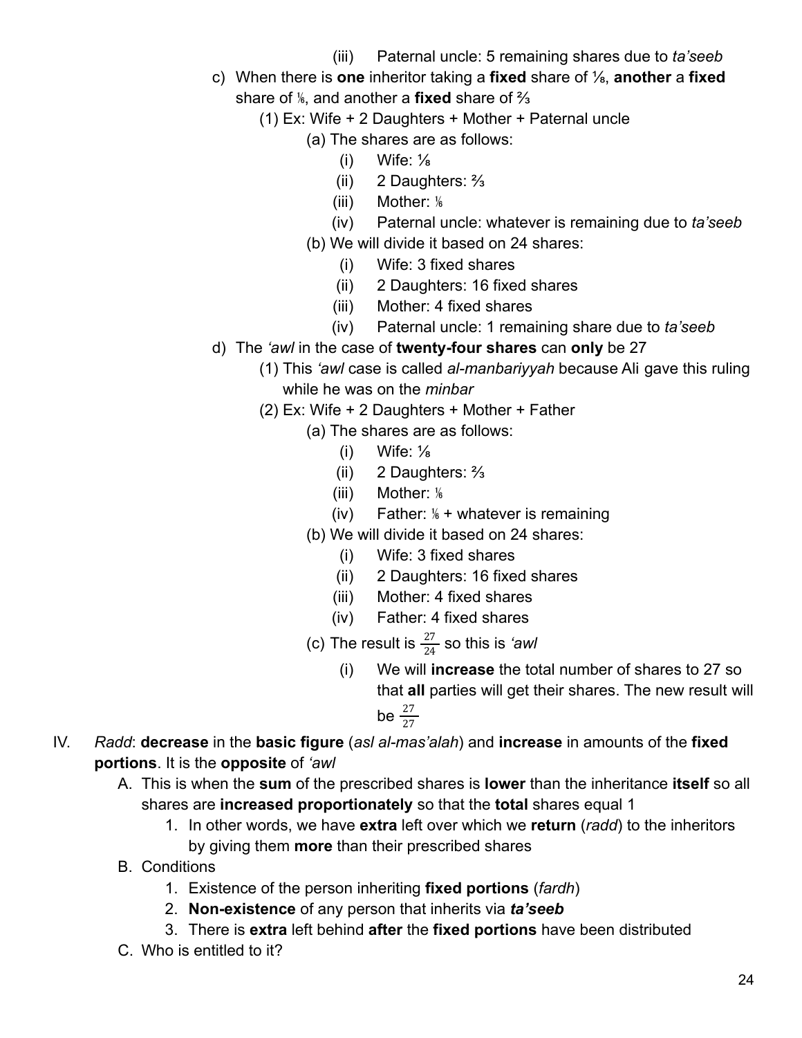(iii) Paternal uncle: 5 remaining shares due to *ta'seeb*

c) When there is **one** inheritor taking a **fixed** share of ⅛, **another** a **fixed** share of ⅙, and another a **fixed** share of ⅔

  (1) Ex: Wife + 2 Daughters + Mother + Paternal uncle

    (a) The shares are as follows:

      (i) Wife: ⅛

      (ii) 2 Daughters: ⅔

      (iii) Mother: ⅙

      (iv) Paternal uncle: whatever is remaining due to *ta'seeb*

    (b) We will divide it based on 24 shares:

      (i) Wife: 3 fixed shares

      (ii) 2 Daughters: 16 fixed shares

      (iii) Mother: 4 fixed shares

      (iv) Paternal uncle: 1 remaining share due to *ta'seeb*

d) The *'awl* in the case of **twenty-four shares** can **only** be 27

  (1) This *'awl* case is called *al-manbariyyah* because Ali gave this ruling while he was on the *minbar*

  (2) Ex: Wife + 2 Daughters + Mother + Father

    (a) The shares are as follows:

      (i) Wife: ⅛

      (ii) 2 Daughters: ⅔

      (iii) Mother: ⅙

      (iv) Father: ⅙ + whatever is remaining

    (b) We will divide it based on 24 shares:

      (i) Wife: 3 fixed shares

      (ii) 2 Daughters: 16 fixed shares

      (iii) Mother: 4 fixed shares

      (iv) Father: 4 fixed shares

    (c) The result is $\frac{27}{24}$ so this is *'awl*

      (i) We will **increase** the total number of shares to 27 so that **all** parties will get their shares. The new result will be $\frac{27}{27}$

IV. *Radd*: **decrease** in the **basic figure** (*asl al-mas'alah*) and **increase** in amounts of the **fixed portions**. It is the **opposite** of *'awl*

  A. This is when the **sum** of the prescribed shares is **lower** than the inheritance **itself** so all shares are **increased proportionately** so that the **total** shares equal 1

    1. In other words, we have **extra** left over which we **return** (*radd*) to the inheritors by giving them **more** than their prescribed shares

  B. Conditions

    1. Existence of the person inheriting **fixed portions** (*fardh*)

    2. **Non-existence** of any person that inherits via ***ta'seeb***

    3. There is **extra** left behind **after** the **fixed portions** have been distributed

  C. Who is entitled to it?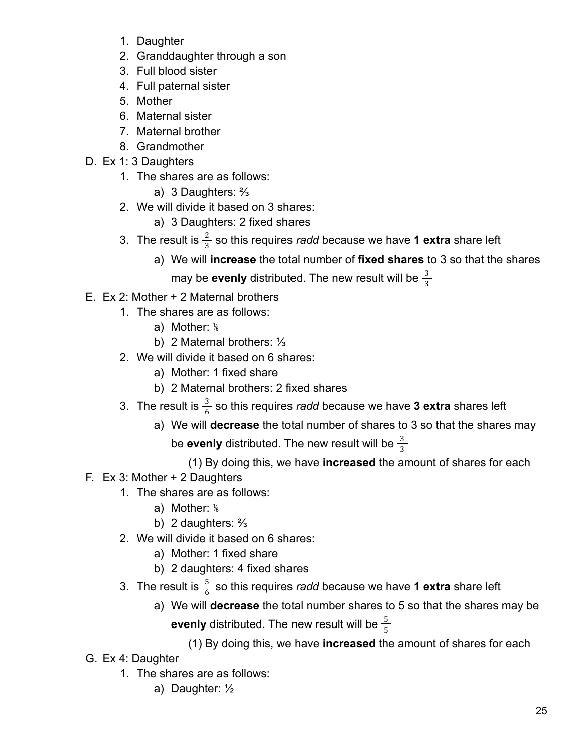1. Daughter
2. Granddaughter through a son
3. Full blood sister
4. Full paternal sister
5. Mother
6. Maternal sister
7. Maternal brother
8. Grandmother

D. Ex 1: 3 Daughters
   1. The shares are as follows:
      a) 3 Daughters: ⅔
   2. We will divide it based on 3 shares:
      a) 3 Daughters: 2 fixed shares
   3. The result is $\frac{2}{3}$ so this requires *radd* because we have **1 extra** share left
      a) We will **increase** the total number of **fixed shares** to 3 so that the shares may be **evenly** distributed. The new result will be $\frac{3}{3}$

E. Ex 2: Mother + 2 Maternal brothers
   1. The shares are as follows:
      a) Mother: ⅙
      b) 2 Maternal brothers: ⅓
   2. We will divide it based on 6 shares:
      a) Mother: 1 fixed share
      b) 2 Maternal brothers: 2 fixed shares
   3. The result is $\frac{3}{6}$ so this requires *radd* because we have **3 extra** shares left
      a) We will **decrease** the total number of shares to 3 so that the shares may be **evenly** distributed. The new result will be $\frac{3}{3}$
         (1) By doing this, we have **increased** the amount of shares for each

F. Ex 3: Mother + 2 Daughters
   1. The shares are as follows:
      a) Mother: ⅙
      b) 2 daughters: ⅔
   2. We will divide it based on 6 shares:
      a) Mother: 1 fixed share
      b) 2 daughters: 4 fixed shares
   3. The result is $\frac{5}{6}$ so this requires *radd* because we have **1 extra** share left
      a) We will **decrease** the total number shares to 5 so that the shares may be **evenly** distributed. The new result will be $\frac{5}{5}$
         (1) By doing this, we have **increased** the amount of shares for each

G. Ex 4: Daughter
   1. The shares are as follows:
      a) Daughter: ½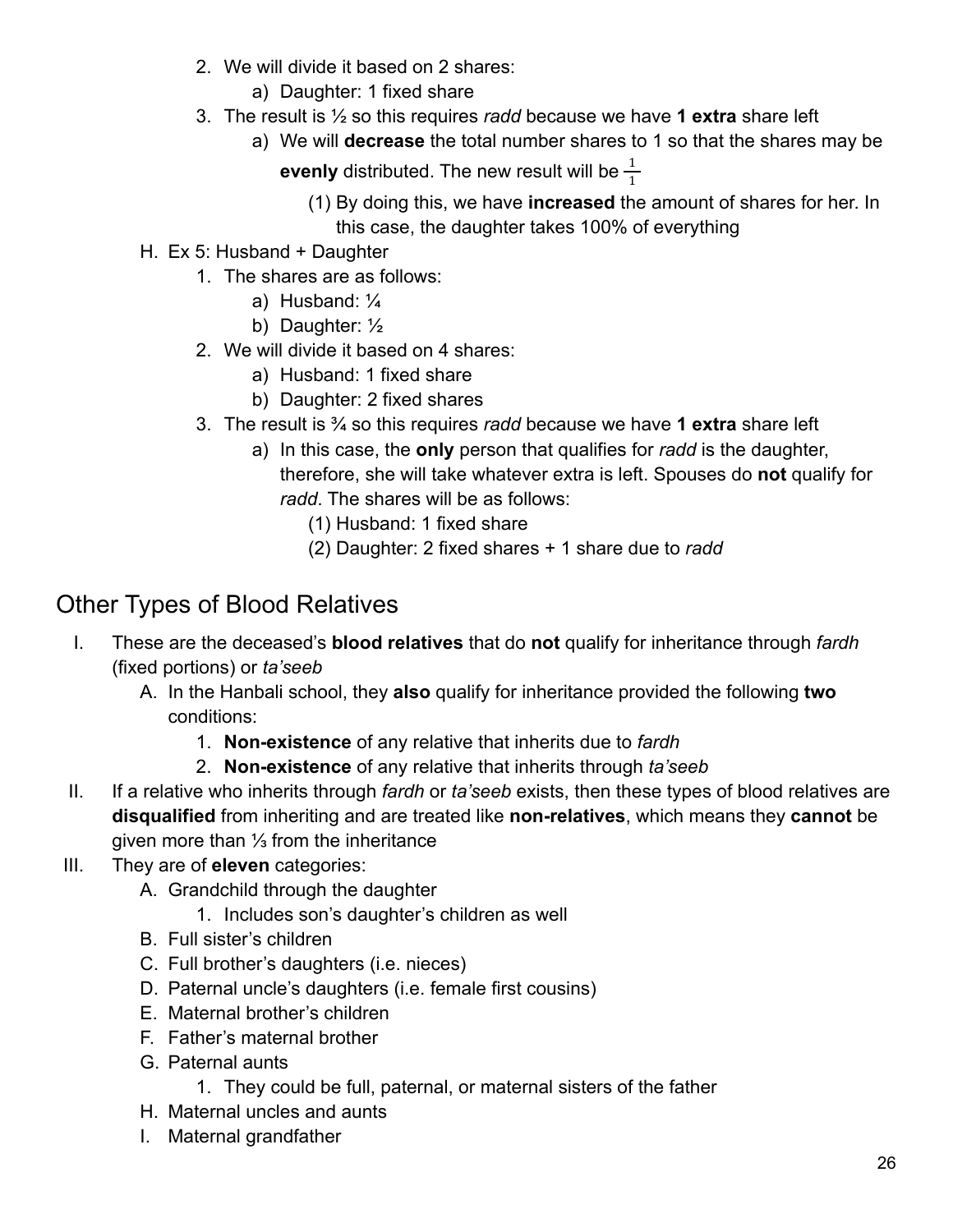2. We will divide it based on 2 shares:
    a) Daughter: 1 fixed share
3. The result is ½ so this requires *radd* because we have **1 extra** share left
    a) We will **decrease** the total number shares to 1 so that the shares may be **evenly** distributed. The new result will be $\frac{1}{1}$
        (1) By doing this, we have **increased** the amount of shares for her. In this case, the daughter takes 100% of everything

H. Ex 5: Husband + Daughter
1. The shares are as follows:
    a) Husband: ¼
    b) Daughter: ½
2. We will divide it based on 4 shares:
    a) Husband: 1 fixed share
    b) Daughter: 2 fixed shares
3. The result is ¾ so this requires *radd* because we have **1 extra** share left
    a) In this case, the **only** person that qualifies for *radd* is the daughter, therefore, she will take whatever extra is left. Spouses do **not** qualify for *radd*. The shares will be as follows:
        (1) Husband: 1 fixed share
        (2) Daughter: 2 fixed shares + 1 share due to *radd*

## Other Types of Blood Relatives

I. These are the deceased's **blood relatives** that do **not** qualify for inheritance through *fardh* (fixed portions) or *ta'seeb*
    A. In the Hanbali school, they **also** qualify for inheritance provided the following **two** conditions:
        1. **Non-existence** of any relative that inherits due to *fardh*
        2. **Non-existence** of any relative that inherits through *ta'seeb*

II. If a relative who inherits through *fardh* or *ta'seeb* exists, then these types of blood relatives are **disqualified** from inheriting and are treated like **non-relatives**, which means they **cannot** be given more than ⅓ from the inheritance

III. They are of **eleven** categories:
    A. Grandchild through the daughter
        1. Includes son's daughter's children as well
    B. Full sister's children
    C. Full brother's daughters (i.e. nieces)
    D. Paternal uncle's daughters (i.e. female first cousins)
    E. Maternal brother's children
    F. Father's maternal brother
    G. Paternal aunts
        1. They could be full, paternal, or maternal sisters of the father
    H. Maternal uncles and aunts
    I. Maternal grandfather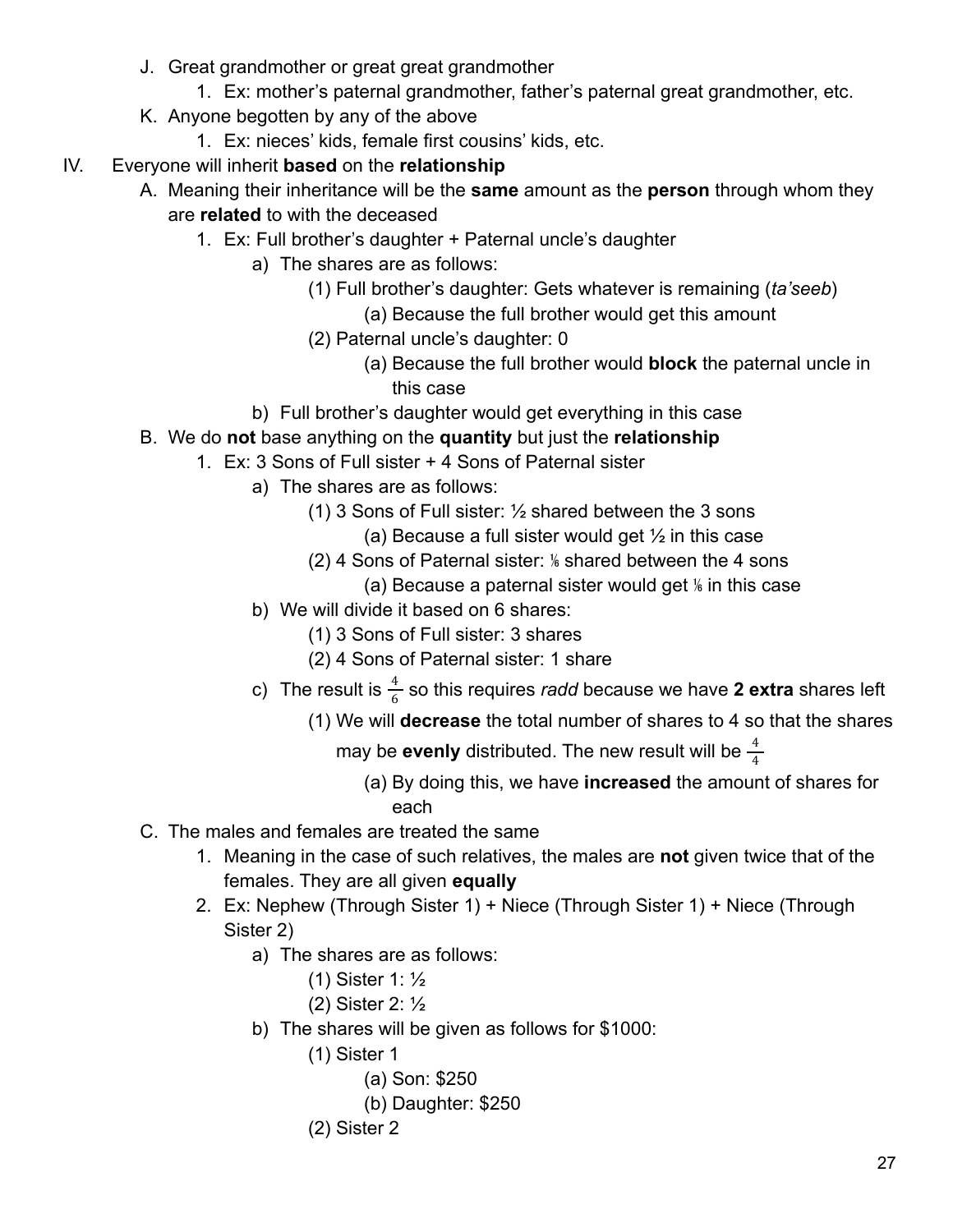J. Great grandmother or great great grandmother
    1. Ex: mother's paternal grandmother, father's paternal great grandmother, etc.

K. Anyone begotten by any of the above
    1. Ex: nieces' kids, female first cousins' kids, etc.

IV. Everyone will inherit **based** on the **relationship**

A. Meaning their inheritance will be the **same** amount as the **person** through whom they are **related** to with the deceased
    1. Ex: Full brother's daughter + Paternal uncle's daughter
        a) The shares are as follows:
            (1) Full brother's daughter: Gets whatever is remaining (*ta'seeb*)
                (a) Because the full brother would get this amount
            (2) Paternal uncle's daughter: 0
                (a) Because the full brother would **block** the paternal uncle in this case
        b) Full brother's daughter would get everything in this case

B. We do **not** base anything on the **quantity** but just the **relationship**
    1. Ex: 3 Sons of Full sister + 4 Sons of Paternal sister
        a) The shares are as follows:
            (1) 3 Sons of Full sister: ½ shared between the 3 sons
                (a) Because a full sister would get ½ in this case
            (2) 4 Sons of Paternal sister: ⅙ shared between the 4 sons
                (a) Because a paternal sister would get ⅙ in this case
        b) We will divide it based on 6 shares:
            (1) 3 Sons of Full sister: 3 shares
            (2) 4 Sons of Paternal sister: 1 share
        c) The result is $\frac{4}{6}$ so this requires *radd* because we have **2 extra** shares left
            (1) We will **decrease** the total number of shares to 4 so that the shares may be **evenly** distributed. The new result will be $\frac{4}{4}$
                (a) By doing this, we have **increased** the amount of shares for each

C. The males and females are treated the same
    1. Meaning in the case of such relatives, the males are **not** given twice that of the females. They are all given **equally**
    2. Ex: Nephew (Through Sister 1) + Niece (Through Sister 1) + Niece (Through Sister 2)
        a) The shares are as follows:
            (1) Sister 1: ½
            (2) Sister 2: ½
        b) The shares will be given as follows for $1000:
            (1) Sister 1
                (a) Son: $250
                (b) Daughter: $250
            (2) Sister 2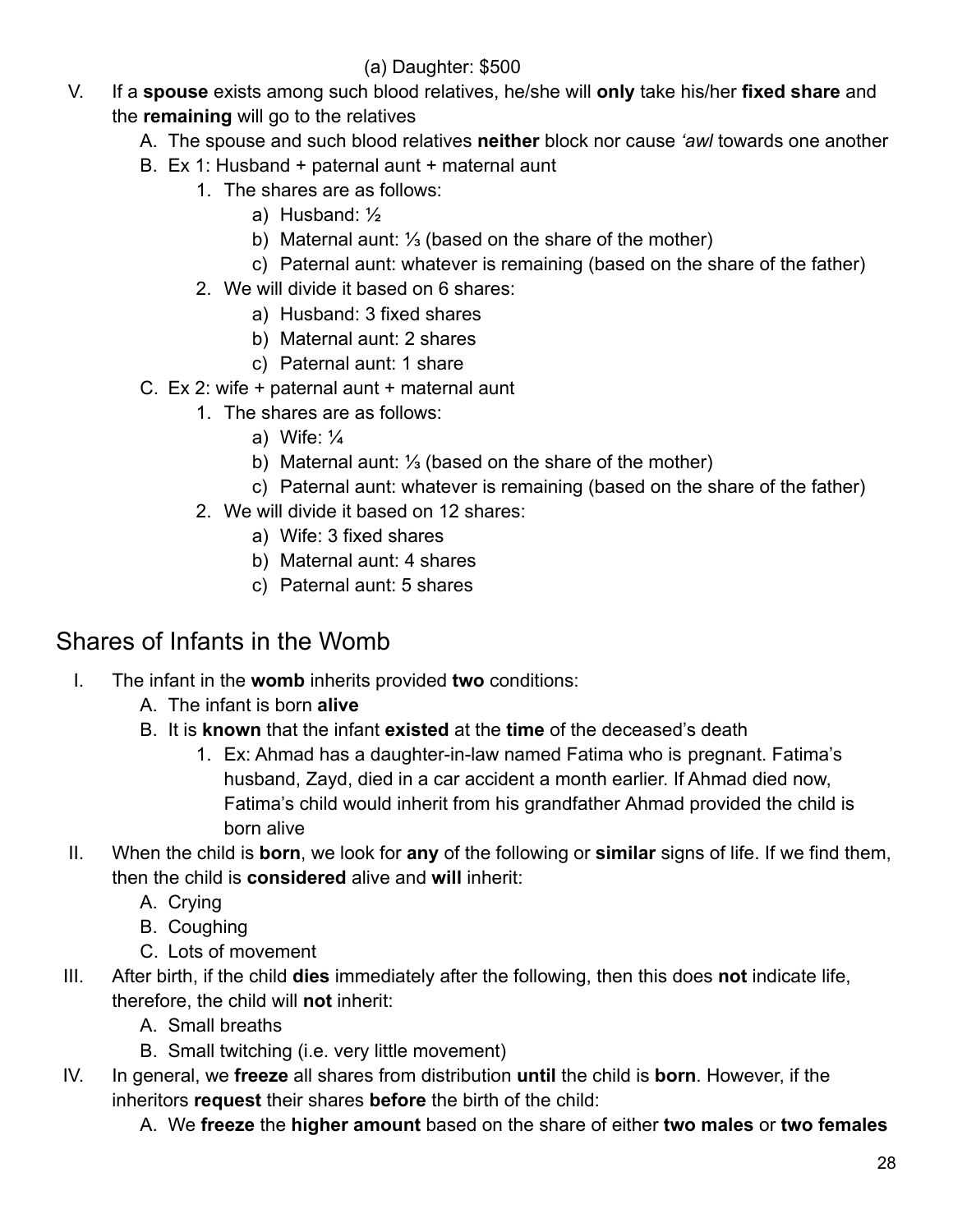(a) Daughter: $500

V. If a **spouse** exists among such blood relatives, he/she will **only** take his/her **fixed share** and the **remaining** will go to the relatives
   A. The spouse and such blood relatives **neither** block nor cause *'awl* towards one another
   B. Ex 1: Husband + paternal aunt + maternal aunt
      1. The shares are as follows:
         a) Husband: ½
         b) Maternal aunt: ⅓ (based on the share of the mother)
         c) Paternal aunt: whatever is remaining (based on the share of the father)
      2. We will divide it based on 6 shares:
         a) Husband: 3 fixed shares
         b) Maternal aunt: 2 shares
         c) Paternal aunt: 1 share
   C. Ex 2: wife + paternal aunt + maternal aunt
      1. The shares are as follows:
         a) Wife: ¼
         b) Maternal aunt: ⅓ (based on the share of the mother)
         c) Paternal aunt: whatever is remaining (based on the share of the father)
      2. We will divide it based on 12 shares:
         a) Wife: 3 fixed shares
         b) Maternal aunt: 4 shares
         c) Paternal aunt: 5 shares

## Shares of Infants in the Womb

I. The infant in the **womb** inherits provided **two** conditions:
   A. The infant is born **alive**
   B. It is **known** that the infant **existed** at the **time** of the deceased's death
      1. Ex: Ahmad has a daughter-in-law named Fatima who is pregnant. Fatima's husband, Zayd, died in a car accident a month earlier. If Ahmad died now, Fatima's child would inherit from his grandfather Ahmad provided the child is born alive

II. When the child is **born**, we look for **any** of the following or **similar** signs of life. If we find them, then the child is **considered** alive and **will** inherit:
   A. Crying
   B. Coughing
   C. Lots of movement

III. After birth, if the child **dies** immediately after the following, then this does **not** indicate life, therefore, the child will **not** inherit:
   A. Small breaths
   B. Small twitching (i.e. very little movement)

IV. In general, we **freeze** all shares from distribution **until** the child is **born**. However, if the inheritors **request** their shares **before** the birth of the child:
   A. We **freeze** the **higher amount** based on the share of either **two males** or **two females**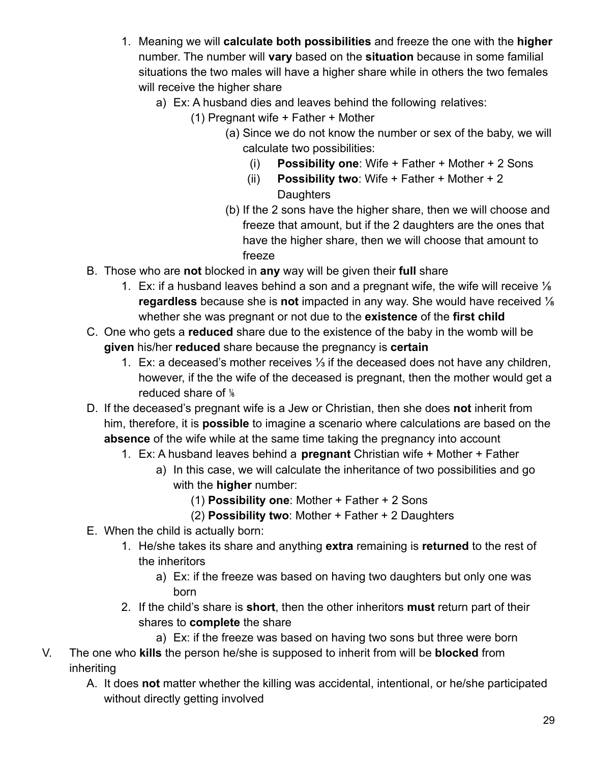1. Meaning we will **calculate both possibilities** and freeze the one with the **higher** number. The number will **vary** based on the **situation** because in some familial situations the two males will have a higher share while in others the two females will receive the higher share
    a) Ex: A husband dies and leaves behind the following relatives:
        (1) Pregnant wife + Father + Mother
            (a) Since we do not know the number or sex of the baby, we will calculate two possibilities:
                (i) **Possibility one**: Wife + Father + Mother + 2 Sons
                (ii) **Possibility two**: Wife + Father + Mother + 2 Daughters
            (b) If the 2 sons have the higher share, then we will choose and freeze that amount, but if the 2 daughters are the ones that have the higher share, then we will choose that amount to freeze

B. Those who are **not** blocked in **any** way will be given their **full** share
    1. Ex: if a husband leaves behind a son and a pregnant wife, the wife will receive ⅛ **regardless** because she is **not** impacted in any way. She would have received ⅛ whether she was pregnant or not due to the **existence** of the **first child**

C. One who gets a **reduced** share due to the existence of the baby in the womb will be **given** his/her **reduced** share because the pregnancy is **certain**
    1. Ex: a deceased's mother receives ⅓ if the deceased does not have any children, however, if the the wife of the deceased is pregnant, then the mother would get a reduced share of ⅙

D. If the deceased's pregnant wife is a Jew or Christian, then she does **not** inherit from him, therefore, it is **possible** to imagine a scenario where calculations are based on the **absence** of the wife while at the same time taking the pregnancy into account
    1. Ex: A husband leaves behind a **pregnant** Christian wife + Mother + Father
        a) In this case, we will calculate the inheritance of two possibilities and go with the **higher** number:
            (1) **Possibility one**: Mother + Father + 2 Sons
            (2) **Possibility two**: Mother + Father + 2 Daughters

E. When the child is actually born:
    1. He/she takes its share and anything **extra** remaining is **returned** to the rest of the inheritors
        a) Ex: if the freeze was based on having two daughters but only one was born
    2. If the child's share is **short**, then the other inheritors **must** return part of their shares to **complete** the share
        a) Ex: if the freeze was based on having two sons but three were born

V. The one who **kills** the person he/she is supposed to inherit from will be **blocked** from inheriting
    A. It does **not** matter whether the killing was accidental, intentional, or he/she participated without directly getting involved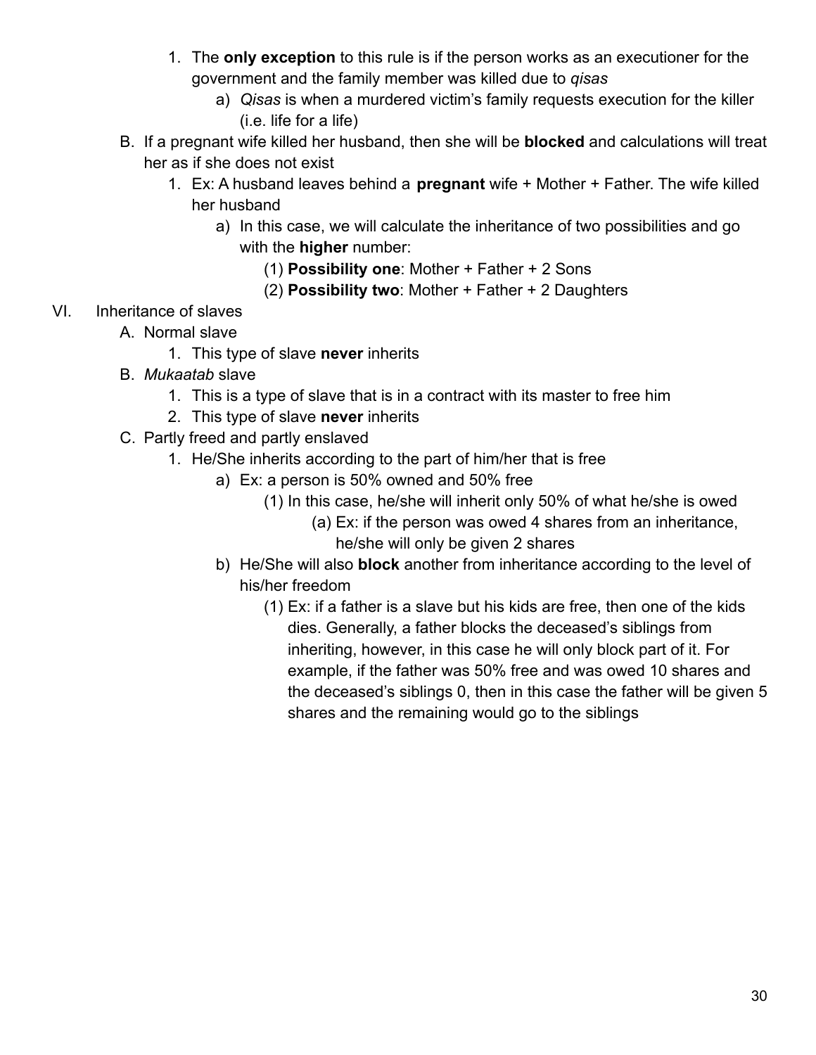1. The **only exception** to this rule is if the person works as an executioner for the government and the family member was killed due to *qisas*
    a) *Qisas* is when a murdered victim's family requests execution for the killer (i.e. life for a life)

B. If a pregnant wife killed her husband, then she will be **blocked** and calculations will treat her as if she does not exist
1. Ex: A husband leaves behind a **pregnant** wife + Mother + Father. The wife killed her husband
    a) In this case, we will calculate the inheritance of two possibilities and go with the **higher** number:
        (1) **Possibility one**: Mother + Father + 2 Sons
        (2) **Possibility two**: Mother + Father + 2 Daughters

VI. Inheritance of slaves

A. Normal slave
1. This type of slave **never** inherits

B. *Mukaatab* slave
1. This is a type of slave that is in a contract with its master to free him
2. This type of slave **never** inherits

C. Partly freed and partly enslaved
1. He/She inherits according to the part of him/her that is free
    a) Ex: a person is 50% owned and 50% free
        (1) In this case, he/she will inherit only 50% of what he/she is owed
            (a) Ex: if the person was owed 4 shares from an inheritance, he/she will only be given 2 shares
    b) He/She will also **block** another from inheritance according to the level of his/her freedom
        (1) Ex: if a father is a slave but his kids are free, then one of the kids dies. Generally, a father blocks the deceased's siblings from inheriting, however, in this case he will only block part of it. For example, if the father was 50% free and was owed 10 shares and the deceased's siblings 0, then in this case the father will be given 5 shares and the remaining would go to the siblings